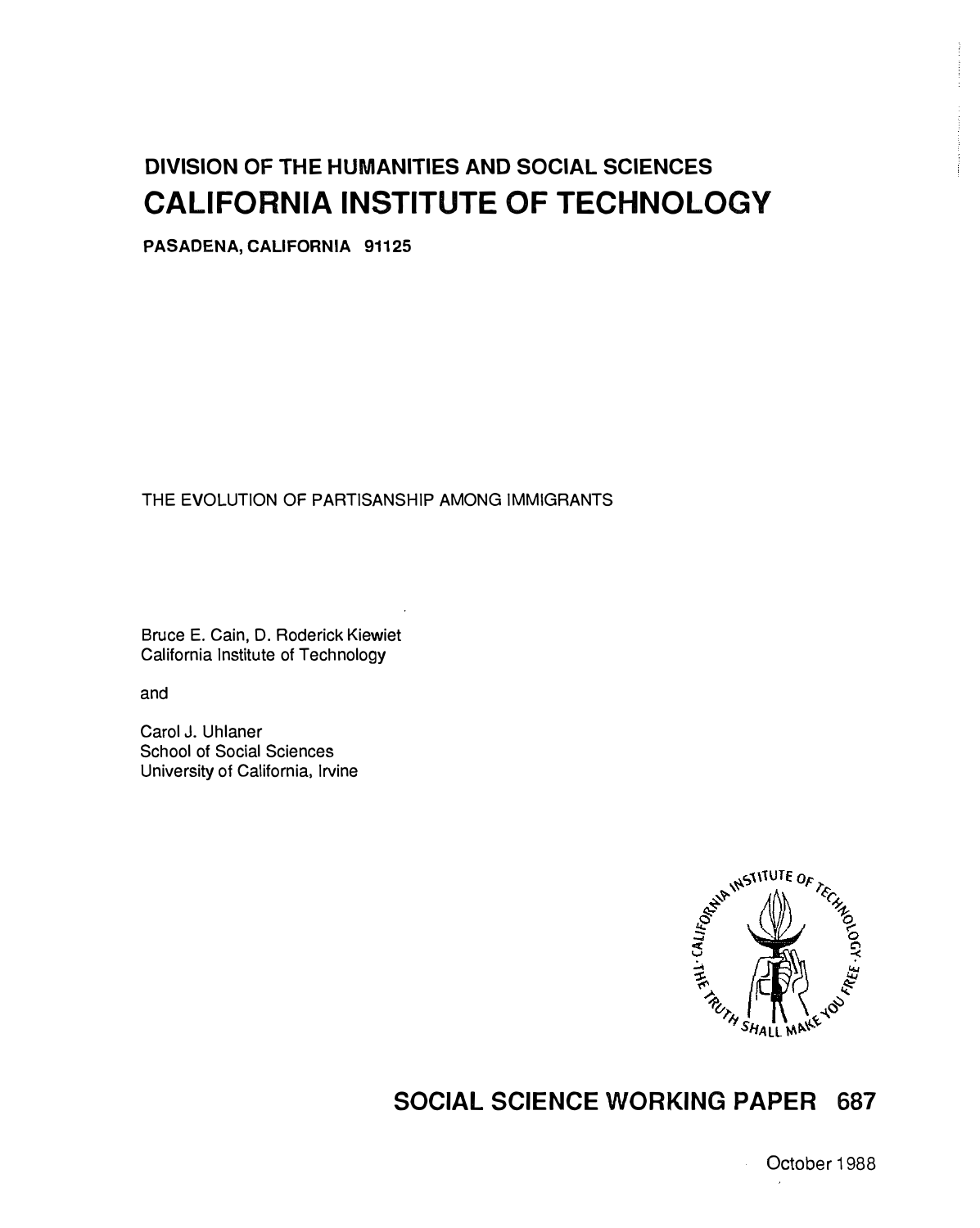**DIVISION OF THE HUMANITIES AND SOCIAL SCIENCES**

# CALIFORNIA INSTITUTE OF TECHNOLOGY

**PASADENA, CALIFORNIA 91125**

THE EVOLUTION OF PARTISANSHIP AMONG IMMIGRANTS

Bruce E. Cain, D. Roderick Kiewiet
California Institute of Technology

and

Carol J. Uhlaner
School of Social Sciences
University of California, Irvine

## SOCIAL SCIENCE WORKING PAPER 687

October 1988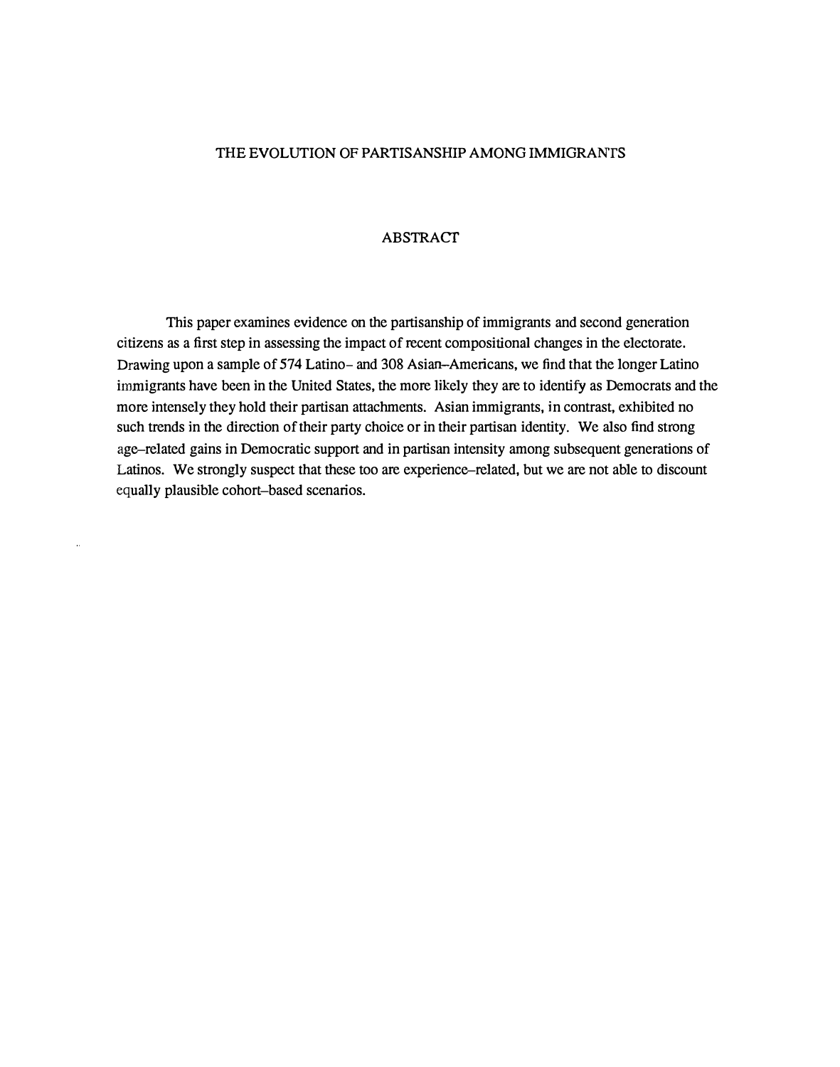# THE EVOLUTION OF PARTISANSHIP AMONG IMMIGRANTS

## ABSTRACT

This paper examines evidence on the partisanship of immigrants and second generation citizens as a first step in assessing the impact of recent compositional changes in the electorate. Drawing upon a sample of 574 Latino- and 308 Asian-Americans, we find that the longer Latino immigrants have been in the United States, the more likely they are to identify as Democrats and the more intensely they hold their partisan attachments. Asian immigrants, in contrast, exhibited no such trends in the direction of their party choice or in their partisan identity. We also find strong age-related gains in Democratic support and in partisan intensity among subsequent generations of Latinos. We strongly suspect that these too are experience-related, but we are not able to discount equally plausible cohort-based scenarios.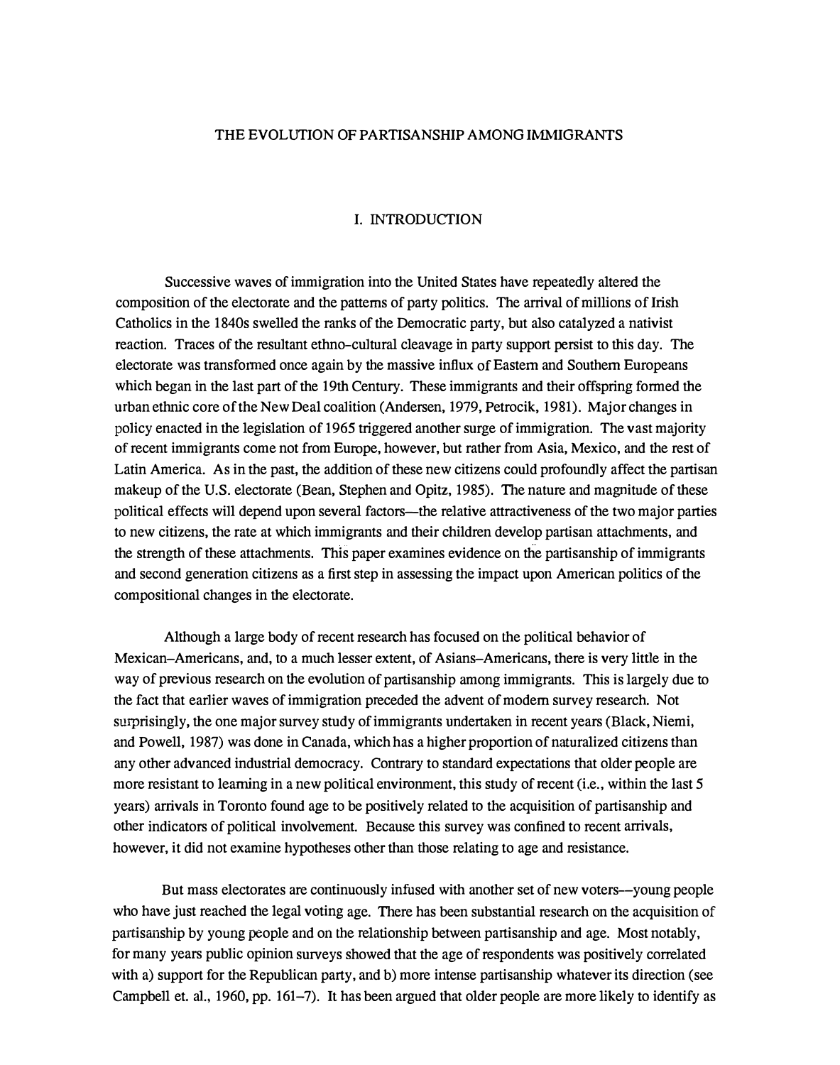# THE EVOLUTION OF PARTISANSHIP AMONG IMMIGRANTS

## I. INTRODUCTION

Successive waves of immigration into the United States have repeatedly altered the composition of the electorate and the patterns of party politics. The arrival of millions of Irish Catholics in the 1840s swelled the ranks of the Democratic party, but also catalyzed a nativist reaction. Traces of the resultant ethno-cultural cleavage in party support persist to this day. The electorate was transformed once again by the massive influx of Eastern and Southern Europeans which began in the last part of the 19th Century. These immigrants and their offspring formed the urban ethnic core of the New Deal coalition (Andersen, 1979, Petrocik, 1981). Major changes in policy enacted in the legislation of 1965 triggered another surge of immigration. The vast majority of recent immigrants come not from Europe, however, but rather from Asia, Mexico, and the rest of Latin America. As in the past, the addition of these new citizens could profoundly affect the partisan makeup of the U.S. electorate (Bean, Stephen and Opitz, 1985). The nature and magnitude of these political effects will depend upon several factors—the relative attractiveness of the two major parties to new citizens, the rate at which immigrants and their children develop partisan attachments, and the strength of these attachments. This paper examines evidence on the partisanship of immigrants and second generation citizens as a first step in assessing the impact upon American politics of the compositional changes in the electorate.

Although a large body of recent research has focused on the political behavior of Mexican-Americans, and, to a much lesser extent, of Asians-Americans, there is very little in the way of previous research on the evolution of partisanship among immigrants. This is largely due to the fact that earlier waves of immigration preceded the advent of modern survey research. Not surprisingly, the one major survey study of immigrants undertaken in recent years (Black, Niemi, and Powell, 1987) was done in Canada, which has a higher proportion of naturalized citizens than any other advanced industrial democracy. Contrary to standard expectations that older people are more resistant to learning in a new political environment, this study of recent (i.e., within the last 5 years) arrivals in Toronto found age to be positively related to the acquisition of partisanship and other indicators of political involvement. Because this survey was confined to recent arrivals, however, it did not examine hypotheses other than those relating to age and resistance.

But mass electorates are continuously infused with another set of new voters—young people who have just reached the legal voting age. There has been substantial research on the acquisition of partisanship by young people and on the relationship between partisanship and age. Most notably, for many years public opinion surveys showed that the age of respondents was positively correlated with a) support for the Republican party, and b) more intense partisanship whatever its direction (see Campbell et. al., 1960, pp. 161–7). It has been argued that older people are more likely to identify as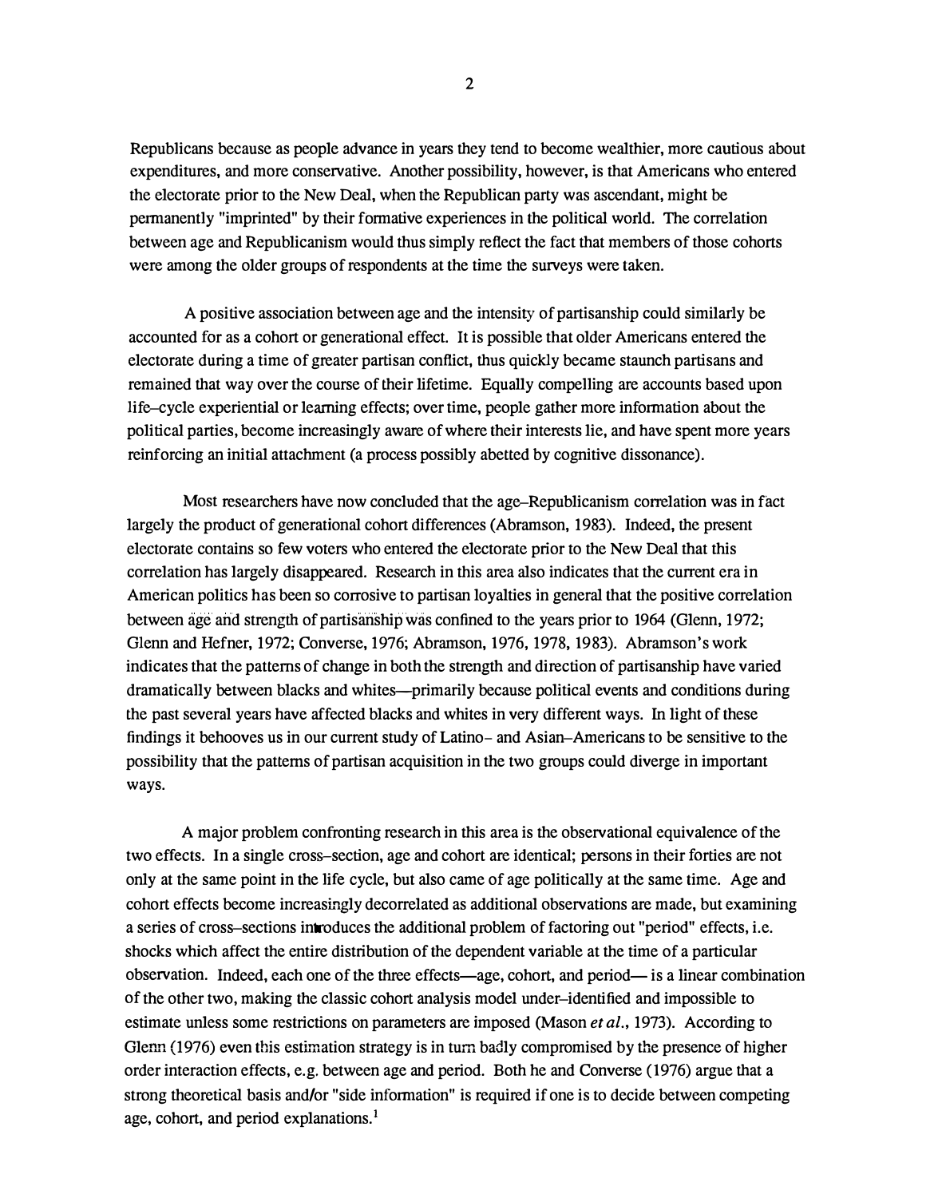Republicans because as people advance in years they tend to become wealthier, more cautious about expenditures, and more conservative. Another possibility, however, is that Americans who entered the electorate prior to the New Deal, when the Republican party was ascendant, might be permanently "imprinted" by their formative experiences in the political world. The correlation between age and Republicanism would thus simply reflect the fact that members of those cohorts were among the older groups of respondents at the time the surveys were taken.

A positive association between age and the intensity of partisanship could similarly be accounted for as a cohort or generational effect. It is possible that older Americans entered the electorate during a time of greater partisan conflict, thus quickly became staunch partisans and remained that way over the course of their lifetime. Equally compelling are accounts based upon life–cycle experiential or learning effects; over time, people gather more information about the political parties, become increasingly aware of where their interests lie, and have spent more years reinforcing an initial attachment (a process possibly abetted by cognitive dissonance).

Most researchers have now concluded that the age–Republicanism correlation was in fact largely the product of generational cohort differences (Abramson, 1983). Indeed, the present electorate contains so few voters who entered the electorate prior to the New Deal that this correlation has largely disappeared. Research in this area also indicates that the current era in American politics has been so corrosive to partisan loyalties in general that the positive correlation between age and strength of partisanship was confined to the years prior to 1964 (Glenn, 1972; Glenn and Hefner, 1972; Converse, 1976; Abramson, 1976, 1978, 1983). Abramson's work indicates that the patterns of change in both the strength and direction of partisanship have varied dramatically between blacks and whites—primarily because political events and conditions during the past several years have affected blacks and whites in very different ways. In light of these findings it behooves us in our current study of Latino– and Asian–Americans to be sensitive to the possibility that the patterns of partisan acquisition in the two groups could diverge in important ways.

A major problem confronting research in this area is the observational equivalence of the two effects. In a single cross–section, age and cohort are identical; persons in their forties are not only at the same point in the life cycle, but also came of age politically at the same time. Age and cohort effects become increasingly decorrelated as additional observations are made, but examining a series of cross–sections introduces the additional problem of factoring out "period" effects, i.e. shocks which affect the entire distribution of the dependent variable at the time of a particular observation. Indeed, each one of the three effects—age, cohort, and period— is a linear combination of the other two, making the classic cohort analysis model under–identified and impossible to estimate unless some restrictions on parameters are imposed (Mason *et al.*, 1973). According to Glenn (1976) even this estimation strategy is in turn badly compromised by the presence of higher order interaction effects, e.g. between age and period. Both he and Converse (1976) argue that a strong theoretical basis and/or "side information" is required if one is to decide between competing age, cohort, and period explanations.[1]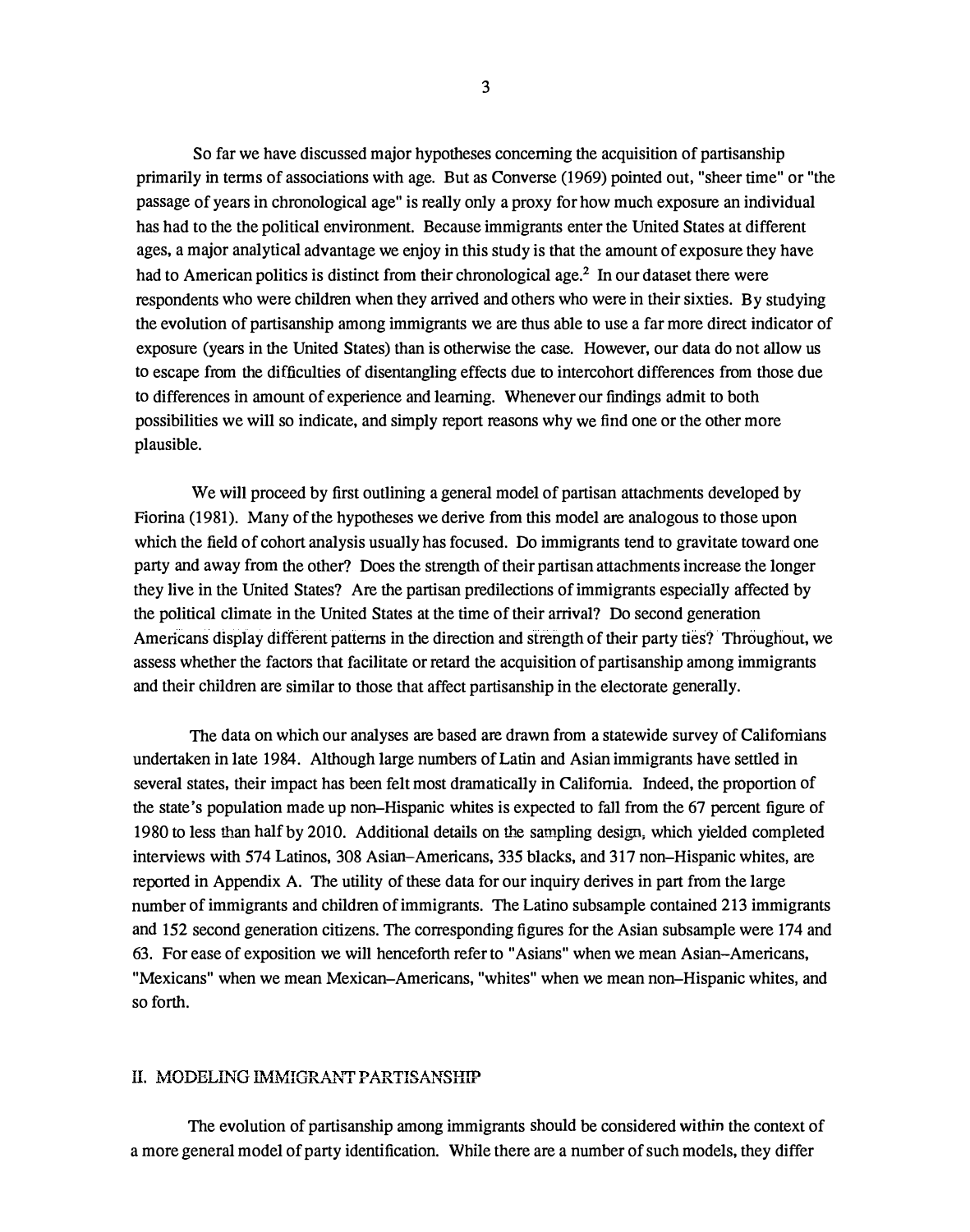So far we have discussed major hypotheses concerning the acquisition of partisanship primarily in terms of associations with age. But as Converse (1969) pointed out, "sheer time" or "the passage of years in chronological age" is really only a proxy for how much exposure an individual has had to the the political environment. Because immigrants enter the United States at different ages, a major analytical advantage we enjoy in this study is that the amount of exposure they have had to American politics is distinct from their chronological age.[2] In our dataset there were respondents who were children when they arrived and others who were in their sixties. By studying the evolution of partisanship among immigrants we are thus able to use a far more direct indicator of exposure (years in the United States) than is otherwise the case. However, our data do not allow us to escape from the difficulties of disentangling effects due to intercohort differences from those due to differences in amount of experience and learning. Whenever our findings admit to both possibilities we will so indicate, and simply report reasons why we find one or the other more plausible.

We will proceed by first outlining a general model of partisan attachments developed by Fiorina (1981). Many of the hypotheses we derive from this model are analogous to those upon which the field of cohort analysis usually has focused. Do immigrants tend to gravitate toward one party and away from the other? Does the strength of their partisan attachments increase the longer they live in the United States? Are the partisan predilections of immigrants especially affected by the political climate in the United States at the time of their arrival? Do second generation Americans display different patterns in the direction and strength of their party ties? Throughout, we assess whether the factors that facilitate or retard the acquisition of partisanship among immigrants and their children are similar to those that affect partisanship in the electorate generally.

The data on which our analyses are based are drawn from a statewide survey of Californians undertaken in late 1984. Although large numbers of Latin and Asian immigrants have settled in several states, their impact has been felt most dramatically in California. Indeed, the proportion of the state's population made up non–Hispanic whites is expected to fall from the 67 percent figure of 1980 to less than half by 2010. Additional details on the sampling design, which yielded completed interviews with 574 Latinos, 308 Asian–Americans, 335 blacks, and 317 non–Hispanic whites, are reported in Appendix A. The utility of these data for our inquiry derives in part from the large number of immigrants and children of immigrants. The Latino subsample contained 213 immigrants and 152 second generation citizens. The corresponding figures for the Asian subsample were 174 and 63. For ease of exposition we will henceforth refer to "Asians" when we mean Asian–Americans, "Mexicans" when we mean Mexican–Americans, "whites" when we mean non–Hispanic whites, and so forth.

## II. MODELING IMMIGRANT PARTISANSHIP

The evolution of partisanship among immigrants should be considered within the context of a more general model of party identification. While there are a number of such models, they differ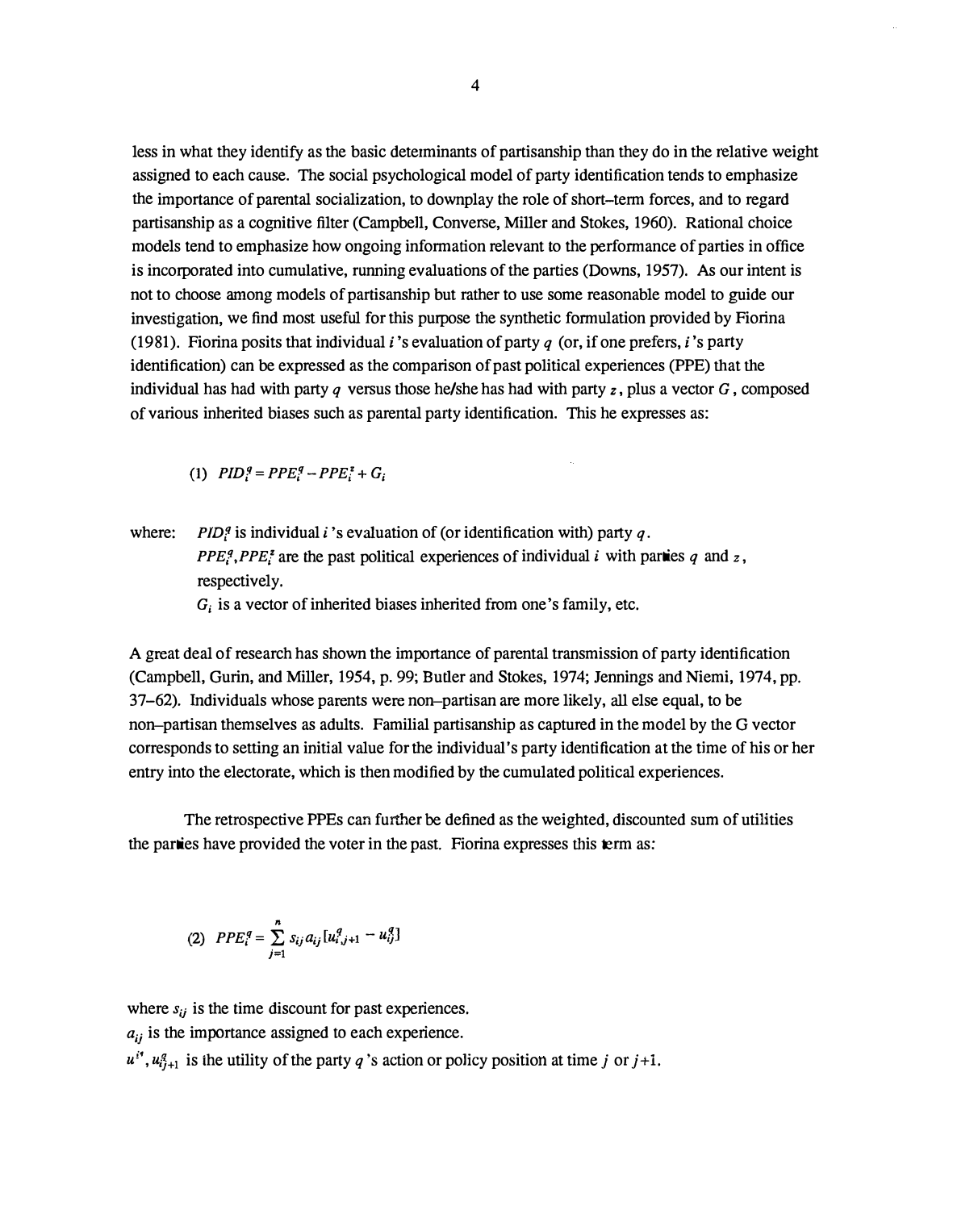less in what they identify as the basic determinants of partisanship than they do in the relative weight assigned to each cause. The social psychological model of party identification tends to emphasize the importance of parental socialization, to downplay the role of short–term forces, and to regard partisanship as a cognitive filter (Campbell, Converse, Miller and Stokes, 1960). Rational choice models tend to emphasize how ongoing information relevant to the performance of parties in office is incorporated into cumulative, running evaluations of the parties (Downs, 1957). As our intent is not to choose among models of partisanship but rather to use some reasonable model to guide our investigation, we find most useful for this purpose the synthetic formulation provided by Fiorina (1981). Fiorina posits that individual $i$'s evaluation of party $q$ (or, if one prefers, $i$'s party identification) can be expressed as the comparison of past political experiences (PPE) that the individual has had with party $q$ versus those he/she has had with party $z$, plus a vector $G$, composed of various inherited biases such as parental party identification. This he expresses as:

$$(1)\quad PID_i^q = PPE_i^q - PPE_i^z + G_i$$

where: $PID_i^q$ is individual $i$'s evaluation of (or identification with) party $q$.
$PPE_i^q, PPE_i^z$ are the past political experiences of individual $i$ with parties $q$ and $z$, respectively.
$G_i$ is a vector of inherited biases inherited from one's family, etc.

A great deal of research has shown the importance of parental transmission of party identification (Campbell, Gurin, and Miller, 1954, p. 99; Butler and Stokes, 1974; Jennings and Niemi, 1974, pp. 37–62). Individuals whose parents were non–partisan are more likely, all else equal, to be non–partisan themselves as adults. Familial partisanship as captured in the model by the G vector corresponds to setting an initial value for the individual's party identification at the time of his or her entry into the electorate, which is then modified by the cumulated political experiences.

The retrospective PPEs can further be defined as the weighted, discounted sum of utilities the parties have provided the voter in the past. Fiorina expresses this term as:

$$(2)\quad PPE_i^q = \sum_{j=1}^{n} s_{ij} a_{ij} [u_{i,j+1}^q - u_{ij}^q]$$

where $s_{ij}$ is the time discount for past experiences.
$a_{ij}$ is the importance assigned to each experience.
$u^{iq}, u_{ij+1}^q$ is the utility of the party $q$'s action or policy position at time $j$ or $j+1$.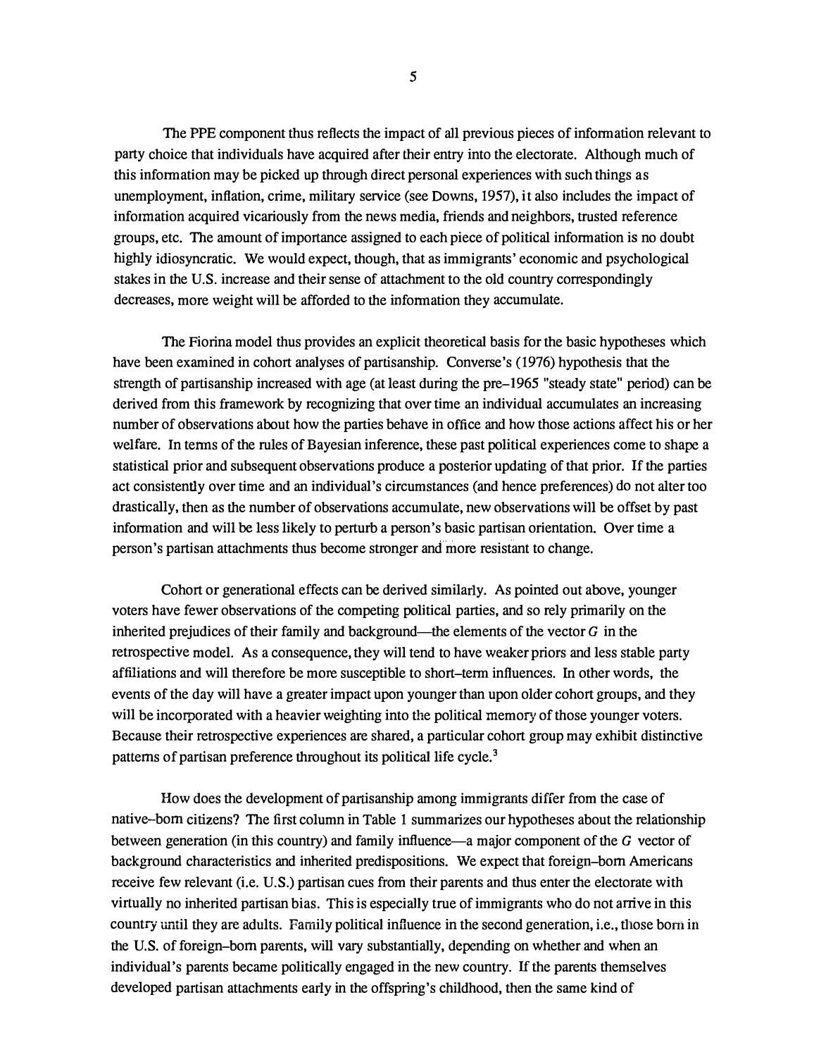The PPE component thus reflects the impact of all previous pieces of information relevant to party choice that individuals have acquired after their entry into the electorate. Although much of this information may be picked up through direct personal experiences with such things as unemployment, inflation, crime, military service (see Downs, 1957), it also includes the impact of information acquired vicariously from the news media, friends and neighbors, trusted reference groups, etc. The amount of importance assigned to each piece of political information is no doubt highly idiosyncratic. We would expect, though, that as immigrants' economic and psychological stakes in the U.S. increase and their sense of attachment to the old country correspondingly decreases, more weight will be afforded to the information they accumulate.

The Fiorina model thus provides an explicit theoretical basis for the basic hypotheses which have been examined in cohort analyses of partisanship. Converse's (1976) hypothesis that the strength of partisanship increased with age (at least during the pre–1965 "steady state" period) can be derived from this framework by recognizing that over time an individual accumulates an increasing number of observations about how the parties behave in office and how those actions affect his or her welfare. In terms of the rules of Bayesian inference, these past political experiences come to shape a statistical prior and subsequent observations produce a posterior updating of that prior. If the parties act consistently over time and an individual's circumstances (and hence preferences) do not alter too drastically, then as the number of observations accumulate, new observations will be offset by past information and will be less likely to perturb a person's basic partisan orientation. Over time a person's partisan attachments thus become stronger and more resistant to change.

Cohort or generational effects can be derived similarly. As pointed out above, younger voters have fewer observations of the competing political parties, and so rely primarily on the inherited prejudices of their family and background—the elements of the vector $G$ in the retrospective model. As a consequence, they will tend to have weaker priors and less stable party affiliations and will therefore be more susceptible to short–term influences. In other words, the events of the day will have a greater impact upon younger than upon older cohort groups, and they will be incorporated with a heavier weighting into the political memory of those younger voters. Because their retrospective experiences are shared, a particular cohort group may exhibit distinctive patterns of partisan preference throughout its political life cycle.[3]

How does the development of partisanship among immigrants differ from the case of native–born citizens? The first column in Table 1 summarizes our hypotheses about the relationship between generation (in this country) and family influence—a major component of the $G$ vector of background characteristics and inherited predispositions. We expect that foreign–born Americans receive few relevant (i.e. U.S.) partisan cues from their parents and thus enter the electorate with virtually no inherited partisan bias. This is especially true of immigrants who do not arrive in this country until they are adults. Family political influence in the second generation, i.e., those born in the U.S. of foreign–born parents, will vary substantially, depending on whether and when an individual's parents became politically engaged in the new country. If the parents themselves developed partisan attachments early in the offspring's childhood, then the same kind of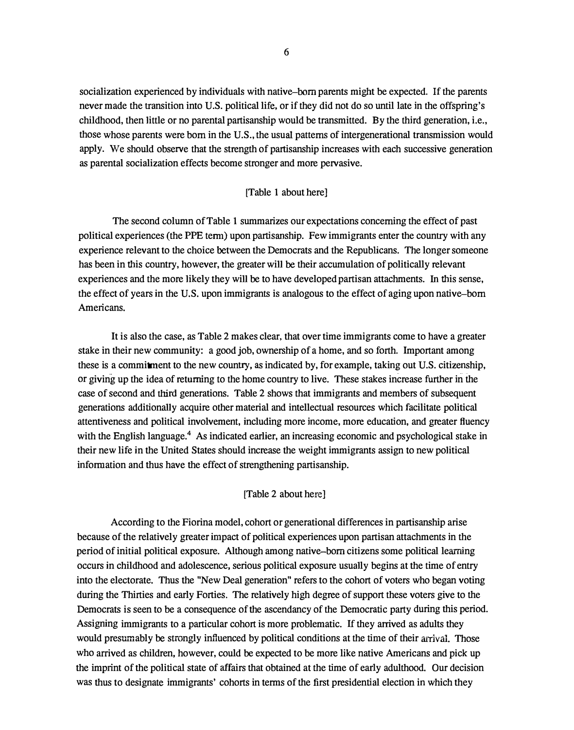socialization experienced by individuals with native–born parents might be expected. If the parents never made the transition into U.S. political life, or if they did not do so until late in the offspring's childhood, then little or no parental partisanship would be transmitted. By the third generation, i.e., those whose parents were born in the U.S., the usual patterns of intergenerational transmission would apply. We should observe that the strength of partisanship increases with each successive generation as parental socialization effects become stronger and more pervasive.

[Table 1 about here]

The second column of Table 1 summarizes our expectations concerning the effect of past political experiences (the PPE term) upon partisanship. Few immigrants enter the country with any experience relevant to the choice between the Democrats and the Republicans. The longer someone has been in this country, however, the greater will be their accumulation of politically relevant experiences and the more likely they will be to have developed partisan attachments. In this sense, the effect of years in the U.S. upon immigrants is analogous to the effect of aging upon native–born Americans.

It is also the case, as Table 2 makes clear, that over time immigrants come to have a greater stake in their new community: a good job, ownership of a home, and so forth. Important among these is a commitment to the new country, as indicated by, for example, taking out U.S. citizenship, or giving up the idea of returning to the home country to live. These stakes increase further in the case of second and third generations. Table 2 shows that immigrants and members of subsequent generations additionally acquire other material and intellectual resources which facilitate political attentiveness and political involvement, including more income, more education, and greater fluency with the English language.[4] As indicated earlier, an increasing economic and psychological stake in their new life in the United States should increase the weight immigrants assign to new political information and thus have the effect of strengthening partisanship.

[Table 2 about here]

According to the Fiorina model, cohort or generational differences in partisanship arise because of the relatively greater impact of political experiences upon partisan attachments in the period of initial political exposure. Although among native–born citizens some political learning occurs in childhood and adolescence, serious political exposure usually begins at the time of entry into the electorate. Thus the "New Deal generation" refers to the cohort of voters who began voting during the Thirties and early Forties. The relatively high degree of support these voters give to the Democrats is seen to be a consequence of the ascendancy of the Democratic party during this period. Assigning immigrants to a particular cohort is more problematic. If they arrived as adults they would presumably be strongly influenced by political conditions at the time of their arrival. Those who arrived as children, however, could be expected to be more like native Americans and pick up the imprint of the political state of affairs that obtained at the time of early adulthood. Our decision was thus to designate immigrants' cohorts in terms of the first presidential election in which they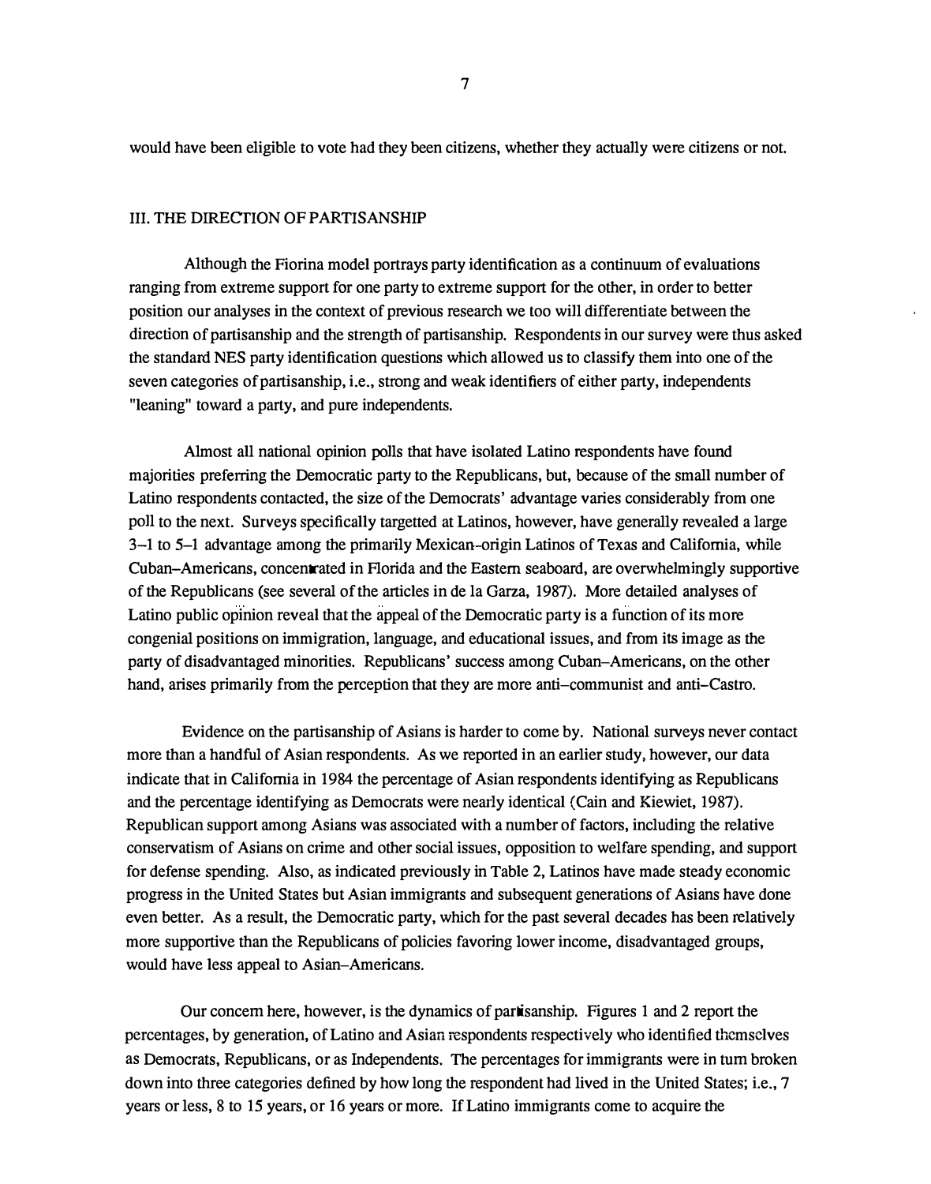would have been eligible to vote had they been citizens, whether they actually were citizens or not.

## III. THE DIRECTION OF PARTISANSHIP

Although the Fiorina model portrays party identification as a continuum of evaluations ranging from extreme support for one party to extreme support for the other, in order to better position our analyses in the context of previous research we too will differentiate between the direction of partisanship and the strength of partisanship. Respondents in our survey were thus asked the standard NES party identification questions which allowed us to classify them into one of the seven categories of partisanship, i.e., strong and weak identifiers of either party, independents "leaning" toward a party, and pure independents.

Almost all national opinion polls that have isolated Latino respondents have found majorities preferring the Democratic party to the Republicans, but, because of the small number of Latino respondents contacted, the size of the Democrats' advantage varies considerably from one poll to the next. Surveys specifically targetted at Latinos, however, have generally revealed a large 3–1 to 5–1 advantage among the primarily Mexican-origin Latinos of Texas and California, while Cuban-Americans, concentrated in Florida and the Eastern seaboard, are overwhelmingly supportive of the Republicans (see several of the articles in de la Garza, 1987). More detailed analyses of Latino public opinion reveal that the appeal of the Democratic party is a function of its more congenial positions on immigration, language, and educational issues, and from its image as the party of disadvantaged minorities. Republicans' success among Cuban-Americans, on the other hand, arises primarily from the perception that they are more anti-communist and anti-Castro.

Evidence on the partisanship of Asians is harder to come by. National surveys never contact more than a handful of Asian respondents. As we reported in an earlier study, however, our data indicate that in California in 1984 the percentage of Asian respondents identifying as Republicans and the percentage identifying as Democrats were nearly identical (Cain and Kiewiet, 1987). Republican support among Asians was associated with a number of factors, including the relative conservatism of Asians on crime and other social issues, opposition to welfare spending, and support for defense spending. Also, as indicated previously in Table 2, Latinos have made steady economic progress in the United States but Asian immigrants and subsequent generations of Asians have done even better. As a result, the Democratic party, which for the past several decades has been relatively more supportive than the Republicans of policies favoring lower income, disadvantaged groups, would have less appeal to Asian-Americans.

Our concern here, however, is the dynamics of partisanship. Figures 1 and 2 report the percentages, by generation, of Latino and Asian respondents respectively who identified themselves as Democrats, Republicans, or as Independents. The percentages for immigrants were in turn broken down into three categories defined by how long the respondent had lived in the United States; i.e., 7 years or less, 8 to 15 years, or 16 years or more. If Latino immigrants come to acquire the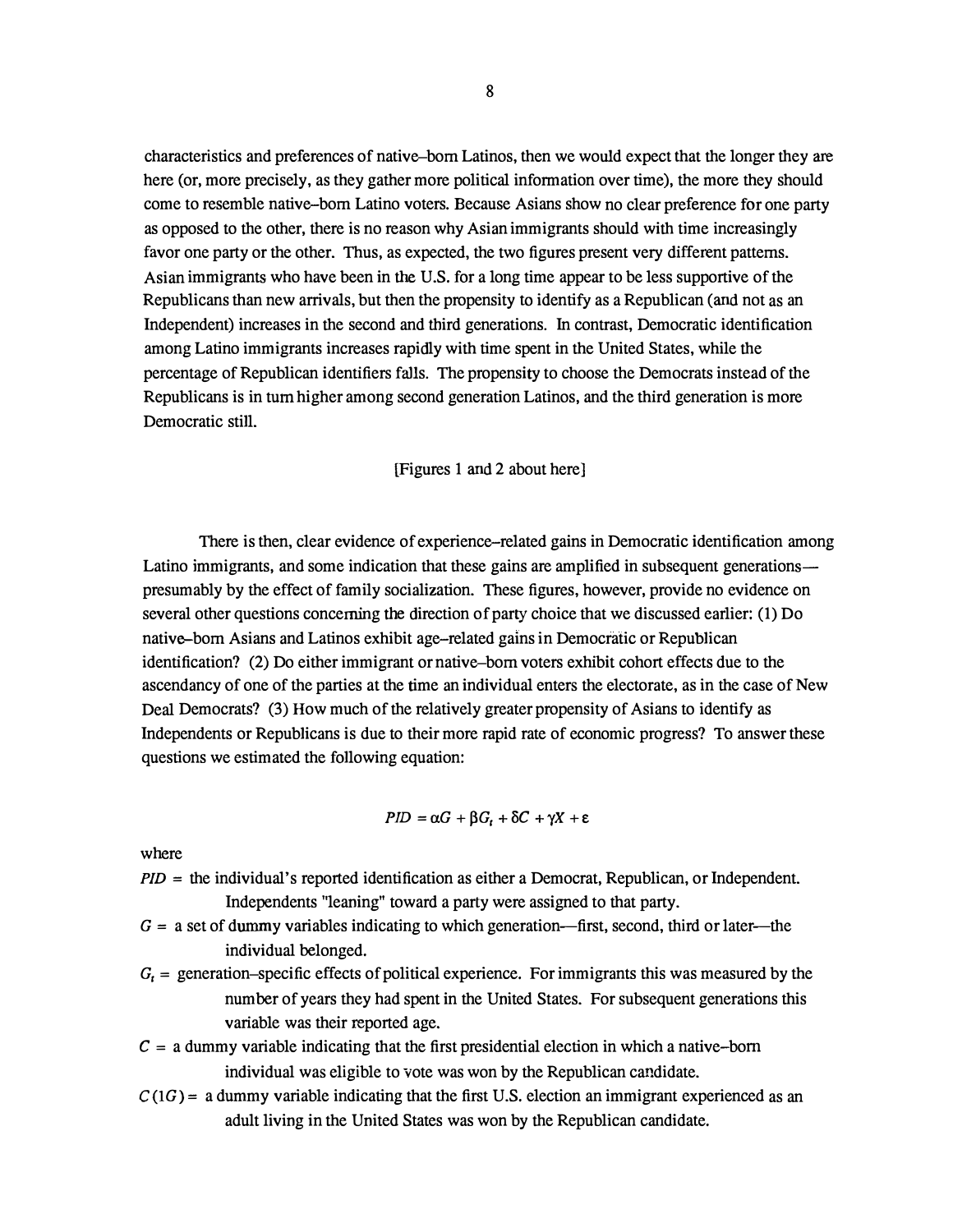characteristics and preferences of native–born Latinos, then we would expect that the longer they are here (or, more precisely, as they gather more political information over time), the more they should come to resemble native–born Latino voters. Because Asians show no clear preference for one party as opposed to the other, there is no reason why Asian immigrants should with time increasingly favor one party or the other. Thus, as expected, the two figures present very different patterns. Asian immigrants who have been in the U.S. for a long time appear to be less supportive of the Republicans than new arrivals, but then the propensity to identify as a Republican (and not as an Independent) increases in the second and third generations. In contrast, Democratic identification among Latino immigrants increases rapidly with time spent in the United States, while the percentage of Republican identifiers falls. The propensity to choose the Democrats instead of the Republicans is in turn higher among second generation Latinos, and the third generation is more Democratic still.

[Figures 1 and 2 about here]

There is then, clear evidence of experience–related gains in Democratic identification among Latino immigrants, and some indication that these gains are amplified in subsequent generations—presumably by the effect of family socialization. These figures, however, provide no evidence on several other questions concerning the direction of party choice that we discussed earlier: (1) Do native–born Asians and Latinos exhibit age–related gains in Democratic or Republican identification? (2) Do either immigrant or native–born voters exhibit cohort effects due to the ascendancy of one of the parties at the time an individual enters the electorate, as in the case of New Deal Democrats? (3) How much of the relatively greater propensity of Asians to identify as Independents or Republicans is due to their more rapid rate of economic progress? To answer these questions we estimated the following equation:

$$PID = \alpha G + \beta G_t + \delta C + \gamma X + \varepsilon$$

where

$PID$ = the individual's reported identification as either a Democrat, Republican, or Independent. Independents "leaning" toward a party were assigned to that party.

$G$ = a set of dummy variables indicating to which generation—first, second, third or later—the individual belonged.

$G_t$ = generation–specific effects of political experience. For immigrants this was measured by the number of years they had spent in the United States. For subsequent generations this variable was their reported age.

$C$ = a dummy variable indicating that the first presidential election in which a native–born individual was eligible to vote was won by the Republican candidate.

$C(1G)$ = a dummy variable indicating that the first U.S. election an immigrant experienced as an adult living in the United States was won by the Republican candidate.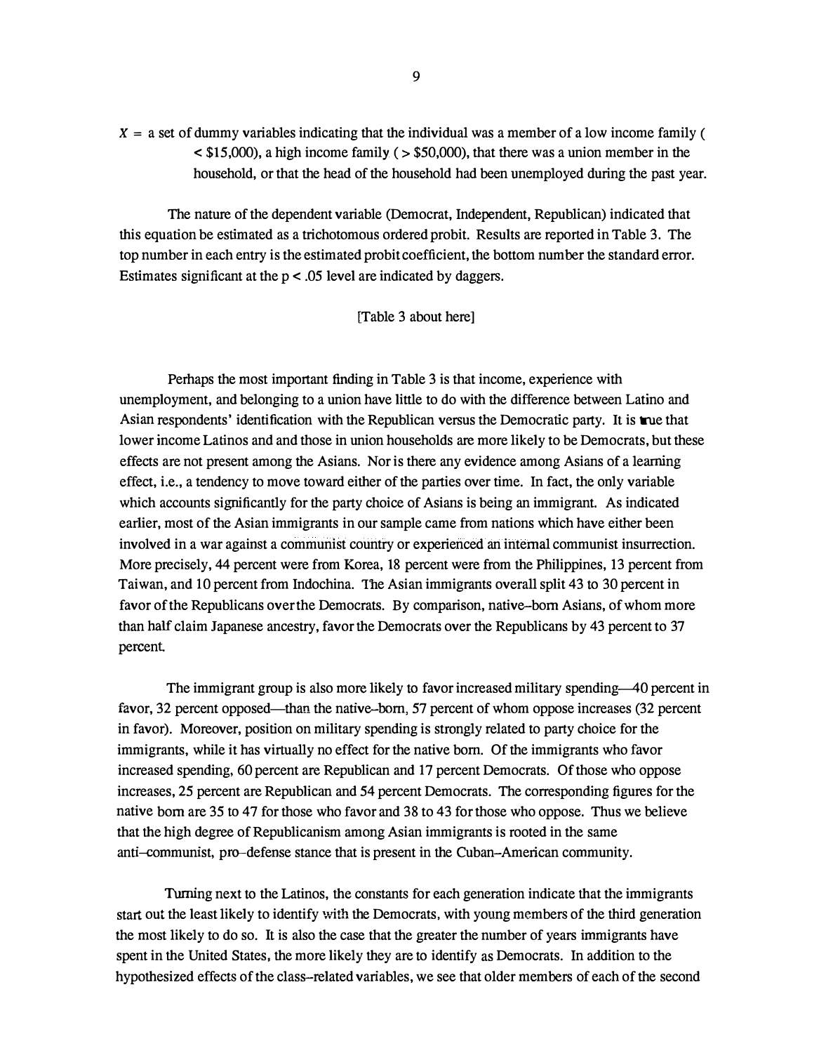$X$ = a set of dummy variables indicating that the individual was a member of a low income family ( < \$15,000), a high income family ( > \$50,000), that there was a union member in the household, or that the head of the household had been unemployed during the past year.

The nature of the dependent variable (Democrat, Independent, Republican) indicated that this equation be estimated as a trichotomous ordered probit. Results are reported in Table 3. The top number in each entry is the estimated probit coefficient, the bottom number the standard error. Estimates significant at the $p < .05$ level are indicated by daggers.

[Table 3 about here]

Perhaps the most important finding in Table 3 is that income, experience with unemployment, and belonging to a union have little to do with the difference between Latino and Asian respondents' identification with the Republican versus the Democratic party. It is true that lower income Latinos and and those in union households are more likely to be Democrats, but these effects are not present among the Asians. Nor is there any evidence among Asians of a learning effect, i.e., a tendency to move toward either of the parties over time. In fact, the only variable which accounts significantly for the party choice of Asians is being an immigrant. As indicated earlier, most of the Asian immigrants in our sample came from nations which have either been involved in a war against a communist country or experienced an internal communist insurrection. More precisely, 44 percent were from Korea, 18 percent were from the Philippines, 13 percent from Taiwan, and 10 percent from Indochina. The Asian immigrants overall split 43 to 30 percent in favor of the Republicans over the Democrats. By comparison, native–born Asians, of whom more than half claim Japanese ancestry, favor the Democrats over the Republicans by 43 percent to 37 percent.

The immigrant group is also more likely to favor increased military spending—40 percent in favor, 32 percent opposed—than the native–born, 57 percent of whom oppose increases (32 percent in favor). Moreover, position on military spending is strongly related to party choice for the immigrants, while it has virtually no effect for the native born. Of the immigrants who favor increased spending, 60 percent are Republican and 17 percent Democrats. Of those who oppose increases, 25 percent are Republican and 54 percent Democrats. The corresponding figures for the native born are 35 to 47 for those who favor and 38 to 43 for those who oppose. Thus we believe that the high degree of Republicanism among Asian immigrants is rooted in the same anti–communist, pro–defense stance that is present in the Cuban–American community.

Turning next to the Latinos, the constants for each generation indicate that the immigrants start out the least likely to identify with the Democrats, with young members of the third generation the most likely to do so. It is also the case that the greater the number of years immigrants have spent in the United States, the more likely they are to identify as Democrats. In addition to the hypothesized effects of the class–related variables, we see that older members of each of the second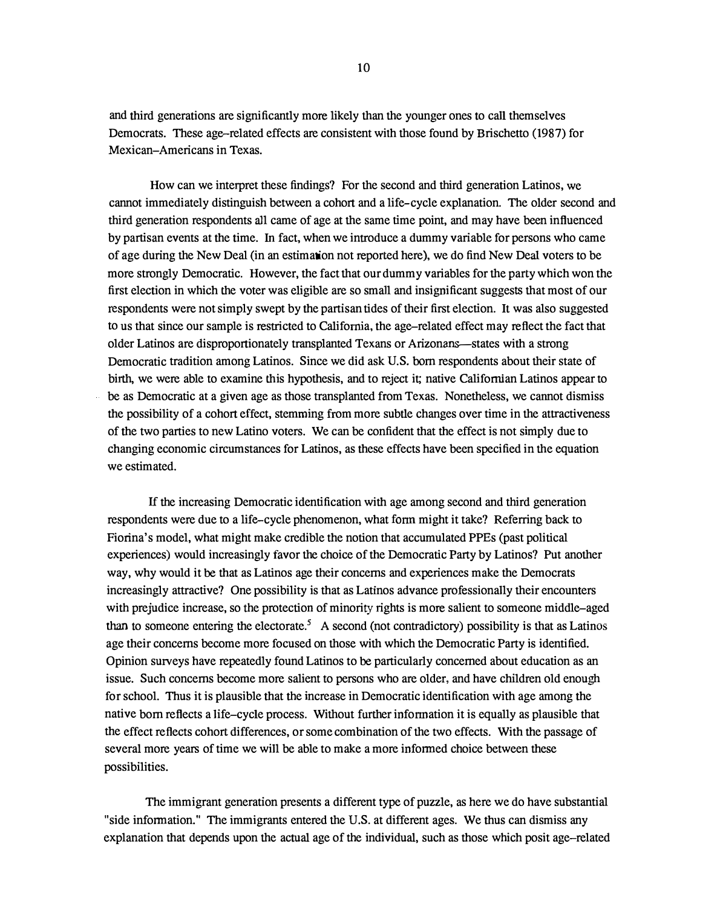and third generations are significantly more likely than the younger ones to call themselves Democrats. These age-related effects are consistent with those found by Brischetto (1987) for Mexican-Americans in Texas.

How can we interpret these findings? For the second and third generation Latinos, we cannot immediately distinguish between a cohort and a life-cycle explanation. The older second and third generation respondents all came of age at the same time point, and may have been influenced by partisan events at the time. In fact, when we introduce a dummy variable for persons who came of age during the New Deal (in an estimation not reported here), we do find New Deal voters to be more strongly Democratic. However, the fact that our dummy variables for the party which won the first election in which the voter was eligible are so small and insignificant suggests that most of our respondents were not simply swept by the partisan tides of their first election. It was also suggested to us that since our sample is restricted to California, the age-related effect may reflect the fact that older Latinos are disproportionately transplanted Texans or Arizonans—states with a strong Democratic tradition among Latinos. Since we did ask U.S. born respondents about their state of birth, we were able to examine this hypothesis, and to reject it; native Californian Latinos appear to be as Democratic at a given age as those transplanted from Texas. Nonetheless, we cannot dismiss the possibility of a cohort effect, stemming from more subtle changes over time in the attractiveness of the two parties to new Latino voters. We can be confident that the effect is not simply due to changing economic circumstances for Latinos, as these effects have been specified in the equation we estimated.

If the increasing Democratic identification with age among second and third generation respondents were due to a life-cycle phenomenon, what form might it take? Referring back to Fiorina's model, what might make credible the notion that accumulated PPEs (past political experiences) would increasingly favor the choice of the Democratic Party by Latinos? Put another way, why would it be that as Latinos age their concerns and experiences make the Democrats increasingly attractive? One possibility is that as Latinos advance professionally their encounters with prejudice increase, so the protection of minority rights is more salient to someone middle-aged than to someone entering the electorate.[5] A second (not contradictory) possibility is that as Latinos age their concerns become more focused on those with which the Democratic Party is identified. Opinion surveys have repeatedly found Latinos to be particularly concerned about education as an issue. Such concerns become more salient to persons who are older, and have children old enough for school. Thus it is plausible that the increase in Democratic identification with age among the native born reflects a life-cycle process. Without further information it is equally as plausible that the effect reflects cohort differences, or some combination of the two effects. With the passage of several more years of time we will be able to make a more informed choice between these possibilities.

The immigrant generation presents a different type of puzzle, as here we do have substantial "side information." The immigrants entered the U.S. at different ages. We thus can dismiss any explanation that depends upon the actual age of the individual, such as those which posit age-related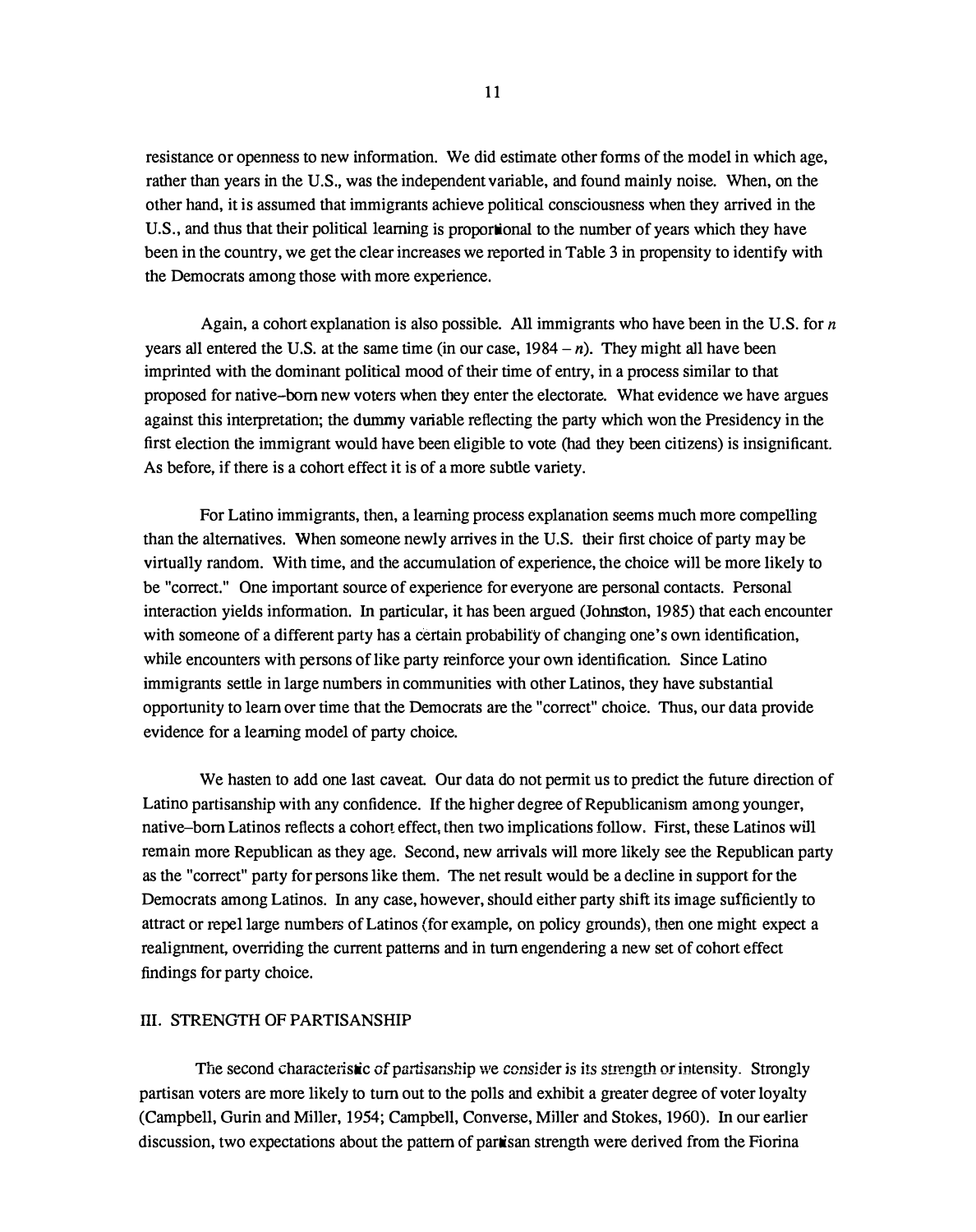resistance or openness to new information. We did estimate other forms of the model in which age, rather than years in the U.S., was the independent variable, and found mainly noise. When, on the other hand, it is assumed that immigrants achieve political consciousness when they arrived in the U.S., and thus that their political learning is proportional to the number of years which they have been in the country, we get the clear increases we reported in Table 3 in propensity to identify with the Democrats among those with more experience.

Again, a cohort explanation is also possible. All immigrants who have been in the U.S. for *n* years all entered the U.S. at the same time (in our case, 1984 – *n*). They might all have been imprinted with the dominant political mood of their time of entry, in a process similar to that proposed for native–born new voters when they enter the electorate. What evidence we have argues against this interpretation; the dummy variable reflecting the party which won the Presidency in the first election the immigrant would have been eligible to vote (had they been citizens) is insignificant. As before, if there is a cohort effect it is of a more subtle variety.

For Latino immigrants, then, a learning process explanation seems much more compelling than the alternatives. When someone newly arrives in the U.S. their first choice of party may be virtually random. With time, and the accumulation of experience, the choice will be more likely to be "correct." One important source of experience for everyone are personal contacts. Personal interaction yields information. In particular, it has been argued (Johnston, 1985) that each encounter with someone of a different party has a certain probability of changing one's own identification, while encounters with persons of like party reinforce your own identification. Since Latino immigrants settle in large numbers in communities with other Latinos, they have substantial opportunity to learn over time that the Democrats are the "correct" choice. Thus, our data provide evidence for a learning model of party choice.

We hasten to add one last caveat. Our data do not permit us to predict the future direction of Latino partisanship with any confidence. If the higher degree of Republicanism among younger, native–born Latinos reflects a cohort effect, then two implications follow. First, these Latinos will remain more Republican as they age. Second, new arrivals will more likely see the Republican party as the "correct" party for persons like them. The net result would be a decline in support for the Democrats among Latinos. In any case, however, should either party shift its image sufficiently to attract or repel large numbers of Latinos (for example, on policy grounds), then one might expect a realignment, overriding the current patterns and in turn engendering a new set of cohort effect findings for party choice.

## III. STRENGTH OF PARTISANSHIP

The second characteristic of partisanship we consider is its strength or intensity. Strongly partisan voters are more likely to turn out to the polls and exhibit a greater degree of voter loyalty (Campbell, Gurin and Miller, 1954; Campbell, Converse, Miller and Stokes, 1960). In our earlier discussion, two expectations about the pattern of partisan strength were derived from the Fiorina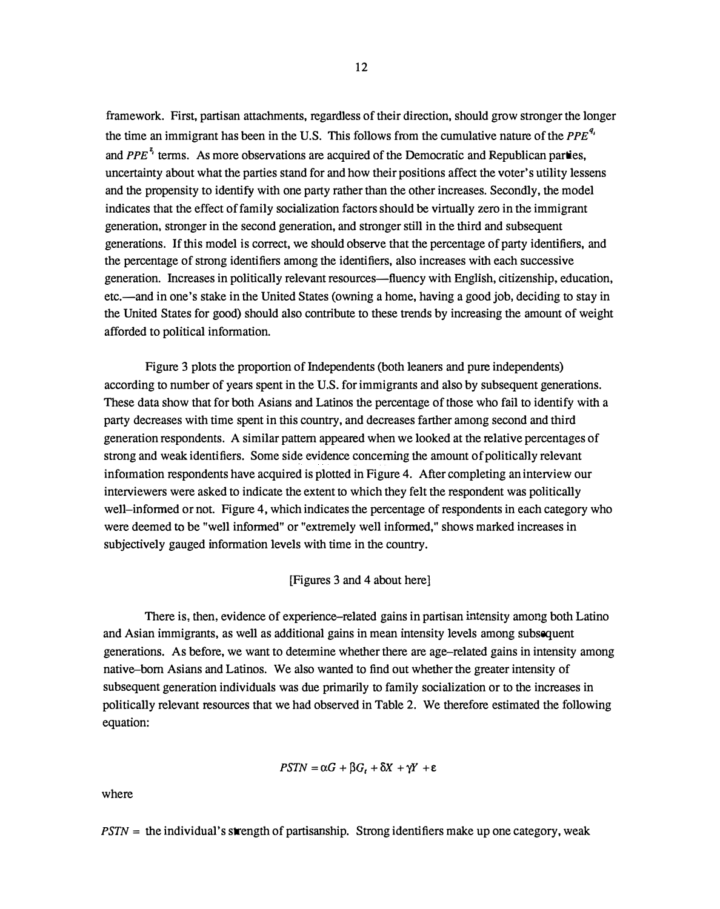framework. First, partisan attachments, regardless of their direction, should grow stronger the longer the time an immigrant has been in the U.S. This follows from the cumulative nature of the $PPE^{q_i}$ and $PPE^{\hat{s}}$ terms. As more observations are acquired of the Democratic and Republican parties, uncertainty about what the parties stand for and how their positions affect the voter's utility lessens and the propensity to identify with one party rather than the other increases. Secondly, the model indicates that the effect of family socialization factors should be virtually zero in the immigrant generation, stronger in the second generation, and stronger still in the third and subsequent generations. If this model is correct, we should observe that the percentage of party identifiers, and the percentage of strong identifiers among the identifiers, also increases with each successive generation. Increases in politically relevant resources—fluency with English, citizenship, education, etc.—and in one's stake in the United States (owning a home, having a good job, deciding to stay in the United States for good) should also contribute to these trends by increasing the amount of weight afforded to political information.

Figure 3 plots the proportion of Independents (both leaners and pure independents) according to number of years spent in the U.S. for immigrants and also by subsequent generations. These data show that for both Asians and Latinos the percentage of those who fail to identify with a party decreases with time spent in this country, and decreases farther among second and third generation respondents. A similar pattern appeared when we looked at the relative percentages of strong and weak identifiers. Some side evidence concerning the amount of politically relevant information respondents have acquired is plotted in Figure 4. After completing an interview our interviewers were asked to indicate the extent to which they felt the respondent was politically well–informed or not. Figure 4, which indicates the percentage of respondents in each category who were deemed to be "well informed" or "extremely well informed," shows marked increases in subjectively gauged information levels with time in the country.

[Figures 3 and 4 about here]

There is, then, evidence of experience–related gains in partisan intensity among both Latino and Asian immigrants, as well as additional gains in mean intensity levels among subsequent generations. As before, we want to determine whether there are age–related gains in intensity among native–born Asians and Latinos. We also wanted to find out whether the greater intensity of subsequent generation individuals was due primarily to family socialization or to the increases in politically relevant resources that we had observed in Table 2. We therefore estimated the following equation:

$$PSTN = \alpha G + \beta G_t + \delta X + \gamma Y + \varepsilon$$

where

$PSTN$ = the individual's strength of partisanship. Strong identifiers make up one category, weak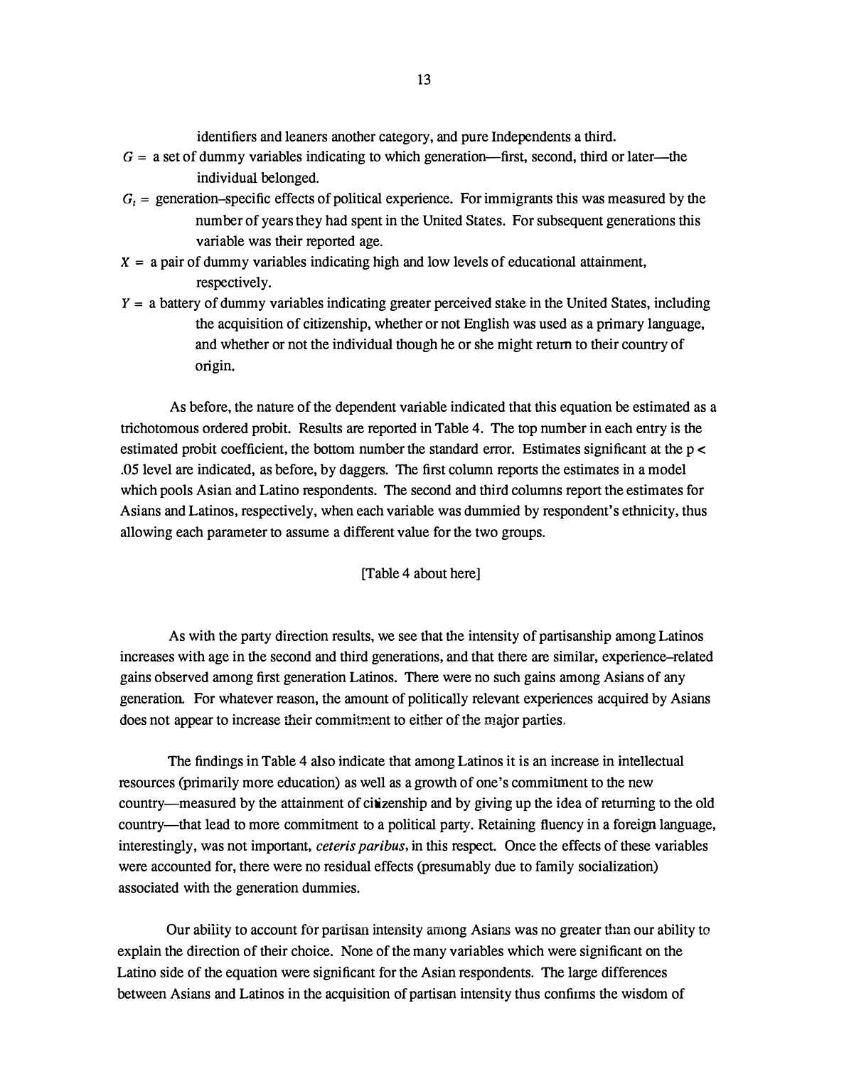identifiers and leaners another category, and pure Independents a third.

$G$ = a set of dummy variables indicating to which generation—first, second, third or later—the individual belonged.

$G_t$ = generation–specific effects of political experience. For immigrants this was measured by the number of years they had spent in the United States. For subsequent generations this variable was their reported age.

$X$ = a pair of dummy variables indicating high and low levels of educational attainment, respectively.

$Y$ = a battery of dummy variables indicating greater perceived stake in the United States, including the acquisition of citizenship, whether or not English was used as a primary language, and whether or not the individual though he or she might return to their country of origin.

As before, the nature of the dependent variable indicated that this equation be estimated as a trichotomous ordered probit. Results are reported in Table 4. The top number in each entry is the estimated probit coefficient, the bottom number the standard error. Estimates significant at the $p < .05$ level are indicated, as before, by daggers. The first column reports the estimates in a model which pools Asian and Latino respondents. The second and third columns report the estimates for Asians and Latinos, respectively, when each variable was dummied by respondent's ethnicity, thus allowing each parameter to assume a different value for the two groups.

[Table 4 about here]

As with the party direction results, we see that the intensity of partisanship among Latinos increases with age in the second and third generations, and that there are similar, experience–related gains observed among first generation Latinos. There were no such gains among Asians of any generation. For whatever reason, the amount of politically relevant experiences acquired by Asians does not appear to increase their commitment to either of the major parties.

The findings in Table 4 also indicate that among Latinos it is an increase in intellectual resources (primarily more education) as well as a growth of one's commitment to the new country—measured by the attainment of citizenship and by giving up the idea of returning to the old country—that lead to more commitment to a political party. Retaining fluency in a foreign language, interestingly, was not important, *ceteris paribus*, in this respect. Once the effects of these variables were accounted for, there were no residual effects (presumably due to family socialization) associated with the generation dummies.

Our ability to account for partisan intensity among Asians was no greater than our ability to explain the direction of their choice. None of the many variables which were significant on the Latino side of the equation were significant for the Asian respondents. The large differences between Asians and Latinos in the acquisition of partisan intensity thus confirms the wisdom of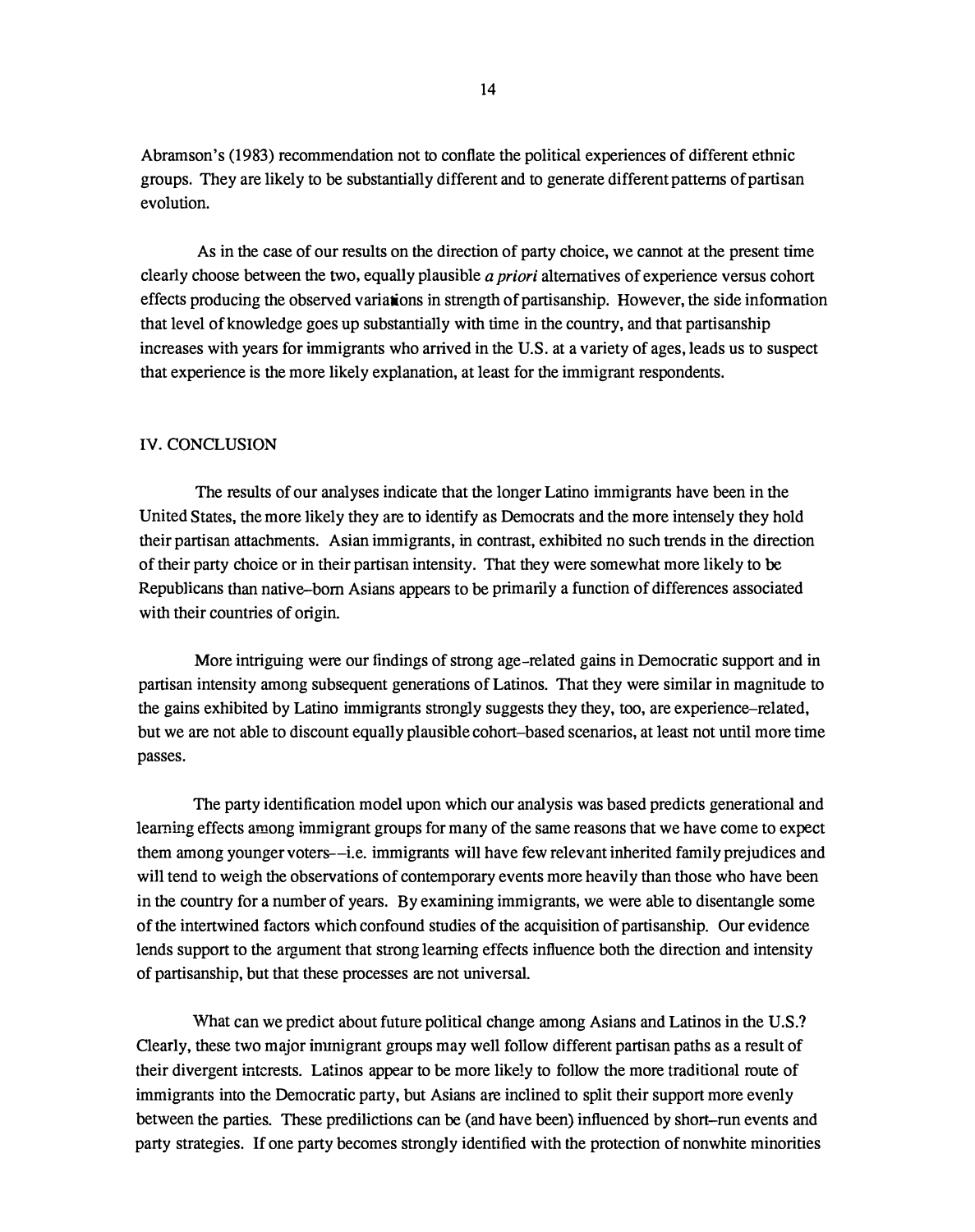Abramson's (1983) recommendation not to conflate the political experiences of different ethnic groups. They are likely to be substantially different and to generate different patterns of partisan evolution.

As in the case of our results on the direction of party choice, we cannot at the present time clearly choose between the two, equally plausible *a priori* alternatives of experience versus cohort effects producing the observed variations in strength of partisanship. However, the side information that level of knowledge goes up substantially with time in the country, and that partisanship increases with years for immigrants who arrived in the U.S. at a variety of ages, leads us to suspect that experience is the more likely explanation, at least for the immigrant respondents.

## IV. CONCLUSION

The results of our analyses indicate that the longer Latino immigrants have been in the United States, the more likely they are to identify as Democrats and the more intensely they hold their partisan attachments. Asian immigrants, in contrast, exhibited no such trends in the direction of their party choice or in their partisan intensity. That they were somewhat more likely to be Republicans than native–born Asians appears to be primarily a function of differences associated with their countries of origin.

More intriguing were our findings of strong age–related gains in Democratic support and in partisan intensity among subsequent generations of Latinos. That they were similar in magnitude to the gains exhibited by Latino immigrants strongly suggests they they, too, are experience–related, but we are not able to discount equally plausible cohort–based scenarios, at least not until more time passes.

The party identification model upon which our analysis was based predicts generational and learning effects among immigrant groups for many of the same reasons that we have come to expect them among younger voters––i.e. immigrants will have few relevant inherited family prejudices and will tend to weigh the observations of contemporary events more heavily than those who have been in the country for a number of years. By examining immigrants, we were able to disentangle some of the intertwined factors which confound studies of the acquisition of partisanship. Our evidence lends support to the argument that strong learning effects influence both the direction and intensity of partisanship, but that these processes are not universal.

What can we predict about future political change among Asians and Latinos in the U.S.? Clearly, these two major immigrant groups may well follow different partisan paths as a result of their divergent interests. Latinos appear to be more likely to follow the more traditional route of immigrants into the Democratic party, but Asians are inclined to split their support more evenly between the parties. These predilictions can be (and have been) influenced by short–run events and party strategies. If one party becomes strongly identified with the protection of nonwhite minorities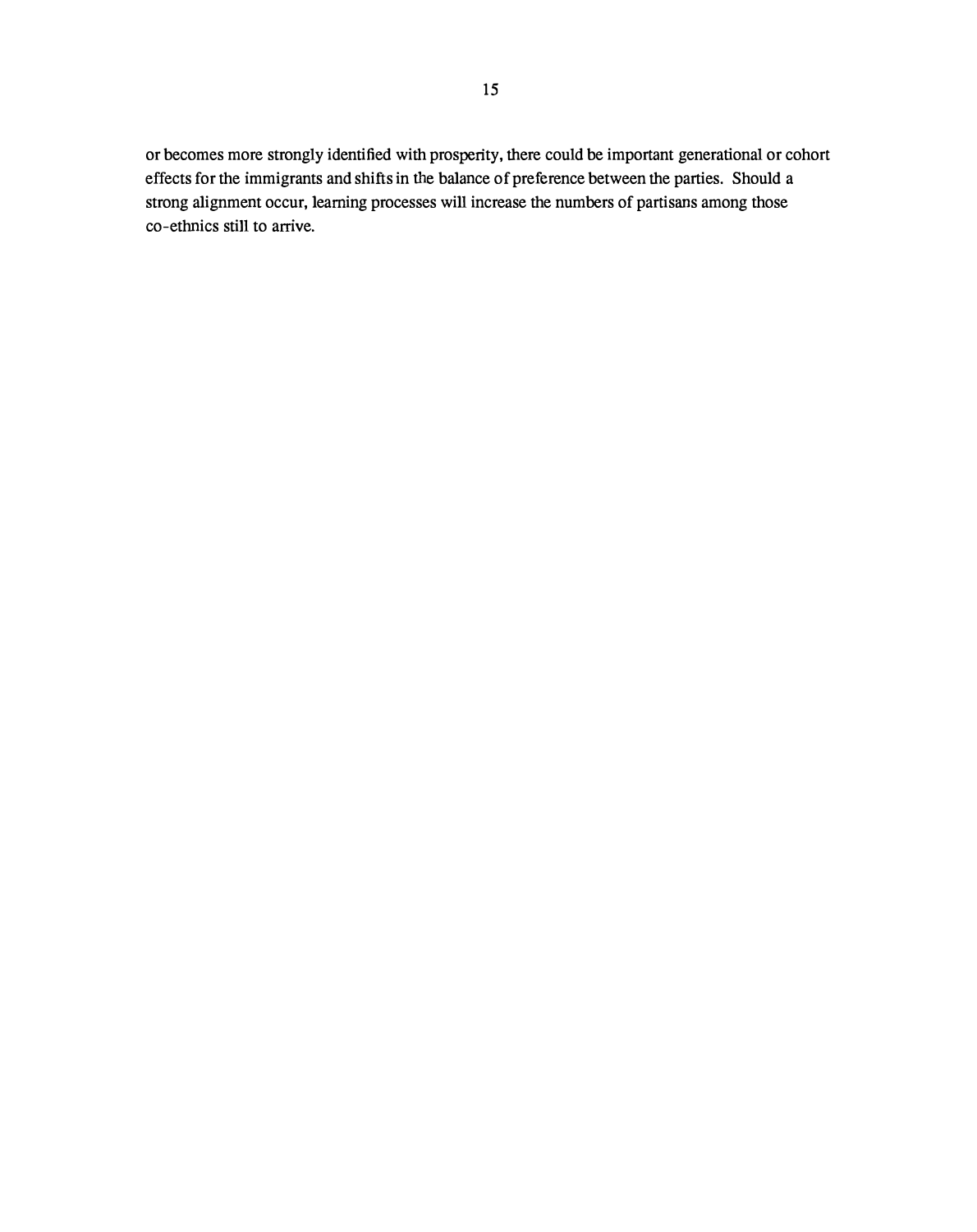or becomes more strongly identified with prosperity, there could be important generational or cohort effects for the immigrants and shifts in the balance of preference between the parties. Should a strong alignment occur, learning processes will increase the numbers of partisans among those co-ethnics still to arrive.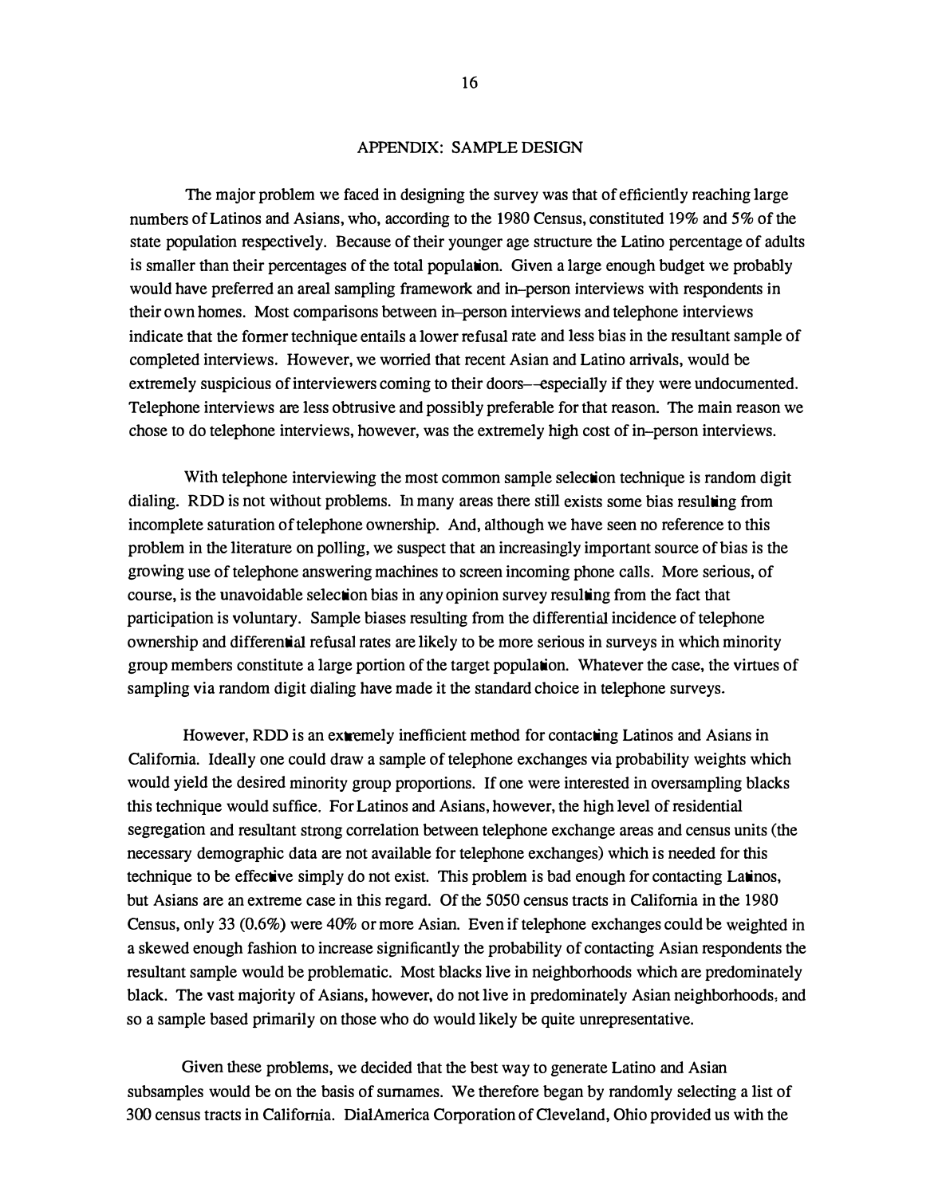## APPENDIX: SAMPLE DESIGN

The major problem we faced in designing the survey was that of efficiently reaching large numbers of Latinos and Asians, who, according to the 1980 Census, constituted 19% and 5% of the state population respectively. Because of their younger age structure the Latino percentage of adults is smaller than their percentages of the total population. Given a large enough budget we probably would have preferred an areal sampling framework and in–person interviews with respondents in their own homes. Most comparisons between in–person interviews and telephone interviews indicate that the former technique entails a lower refusal rate and less bias in the resultant sample of completed interviews. However, we worried that recent Asian and Latino arrivals, would be extremely suspicious of interviewers coming to their doors––especially if they were undocumented. Telephone interviews are less obtrusive and possibly preferable for that reason. The main reason we chose to do telephone interviews, however, was the extremely high cost of in–person interviews.

With telephone interviewing the most common sample selection technique is random digit dialing. RDD is not without problems. In many areas there still exists some bias resulting from incomplete saturation of telephone ownership. And, although we have seen no reference to this problem in the literature on polling, we suspect that an increasingly important source of bias is the growing use of telephone answering machines to screen incoming phone calls. More serious, of course, is the unavoidable selection bias in any opinion survey resulting from the fact that participation is voluntary. Sample biases resulting from the differential incidence of telephone ownership and differential refusal rates are likely to be more serious in surveys in which minority group members constitute a large portion of the target population. Whatever the case, the virtues of sampling via random digit dialing have made it the standard choice in telephone surveys.

However, RDD is an extremely inefficient method for contacting Latinos and Asians in California. Ideally one could draw a sample of telephone exchanges via probability weights which would yield the desired minority group proportions. If one were interested in oversampling blacks this technique would suffice. For Latinos and Asians, however, the high level of residential segregation and resultant strong correlation between telephone exchange areas and census units (the necessary demographic data are not available for telephone exchanges) which is needed for this technique to be effective simply do not exist. This problem is bad enough for contacting Latinos, but Asians are an extreme case in this regard. Of the 5050 census tracts in California in the 1980 Census, only 33 (0.6%) were 40% or more Asian. Even if telephone exchanges could be weighted in a skewed enough fashion to increase significantly the probability of contacting Asian respondents the resultant sample would be problematic. Most blacks live in neighborhoods which are predominately black. The vast majority of Asians, however, do not live in predominately Asian neighborhoods, and so a sample based primarily on those who do would likely be quite unrepresentative.

Given these problems, we decided that the best way to generate Latino and Asian subsamples would be on the basis of surnames. We therefore began by randomly selecting a list of 300 census tracts in California. DialAmerica Corporation of Cleveland, Ohio provided us with the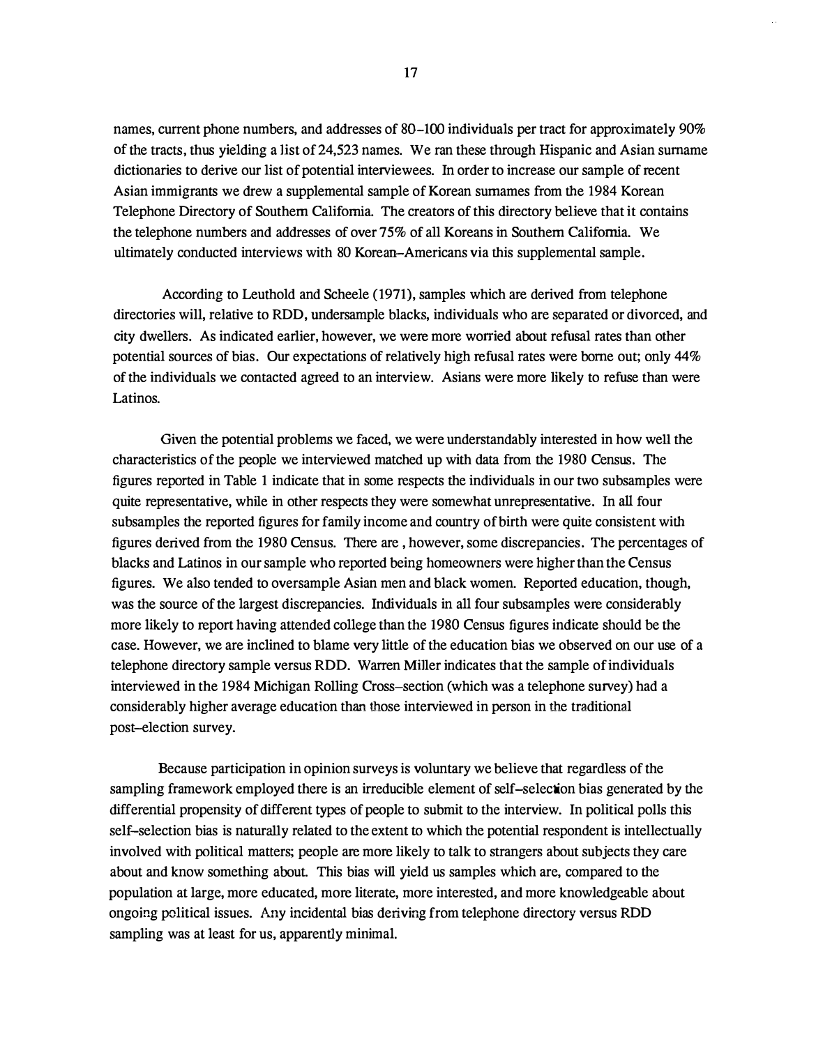names, current phone numbers, and addresses of 80–100 individuals per tract for approximately 90% of the tracts, thus yielding a list of 24,523 names. We ran these through Hispanic and Asian surname dictionaries to derive our list of potential interviewees. In order to increase our sample of recent Asian immigrants we drew a supplemental sample of Korean surnames from the 1984 Korean Telephone Directory of Southern California. The creators of this directory believe that it contains the telephone numbers and addresses of over 75% of all Koreans in Southern California. We ultimately conducted interviews with 80 Korean–Americans via this supplemental sample.

According to Leuthold and Scheele (1971), samples which are derived from telephone directories will, relative to RDD, undersample blacks, individuals who are separated or divorced, and city dwellers. As indicated earlier, however, we were more worried about refusal rates than other potential sources of bias. Our expectations of relatively high refusal rates were borne out; only 44% of the individuals we contacted agreed to an interview. Asians were more likely to refuse than were Latinos.

Given the potential problems we faced, we were understandably interested in how well the characteristics of the people we interviewed matched up with data from the 1980 Census. The figures reported in Table 1 indicate that in some respects the individuals in our two subsamples were quite representative, while in other respects they were somewhat unrepresentative. In all four subsamples the reported figures for family income and country of birth were quite consistent with figures derived from the 1980 Census. There are , however, some discrepancies. The percentages of blacks and Latinos in our sample who reported being homeowners were higher than the Census figures. We also tended to oversample Asian men and black women. Reported education, though, was the source of the largest discrepancies. Individuals in all four subsamples were considerably more likely to report having attended college than the 1980 Census figures indicate should be the case. However, we are inclined to blame very little of the education bias we observed on our use of a telephone directory sample versus RDD. Warren Miller indicates that the sample of individuals interviewed in the 1984 Michigan Rolling Cross–section (which was a telephone survey) had a considerably higher average education than those interviewed in person in the traditional post–election survey.

Because participation in opinion surveys is voluntary we believe that regardless of the sampling framework employed there is an irreducible element of self–selection bias generated by the differential propensity of different types of people to submit to the interview. In political polls this self–selection bias is naturally related to the extent to which the potential respondent is intellectually involved with political matters; people are more likely to talk to strangers about subjects they care about and know something about. This bias will yield us samples which are, compared to the population at large, more educated, more literate, more interested, and more knowledgeable about ongoing political issues. Any incidental bias deriving from telephone directory versus RDD sampling was at least for us, apparently minimal.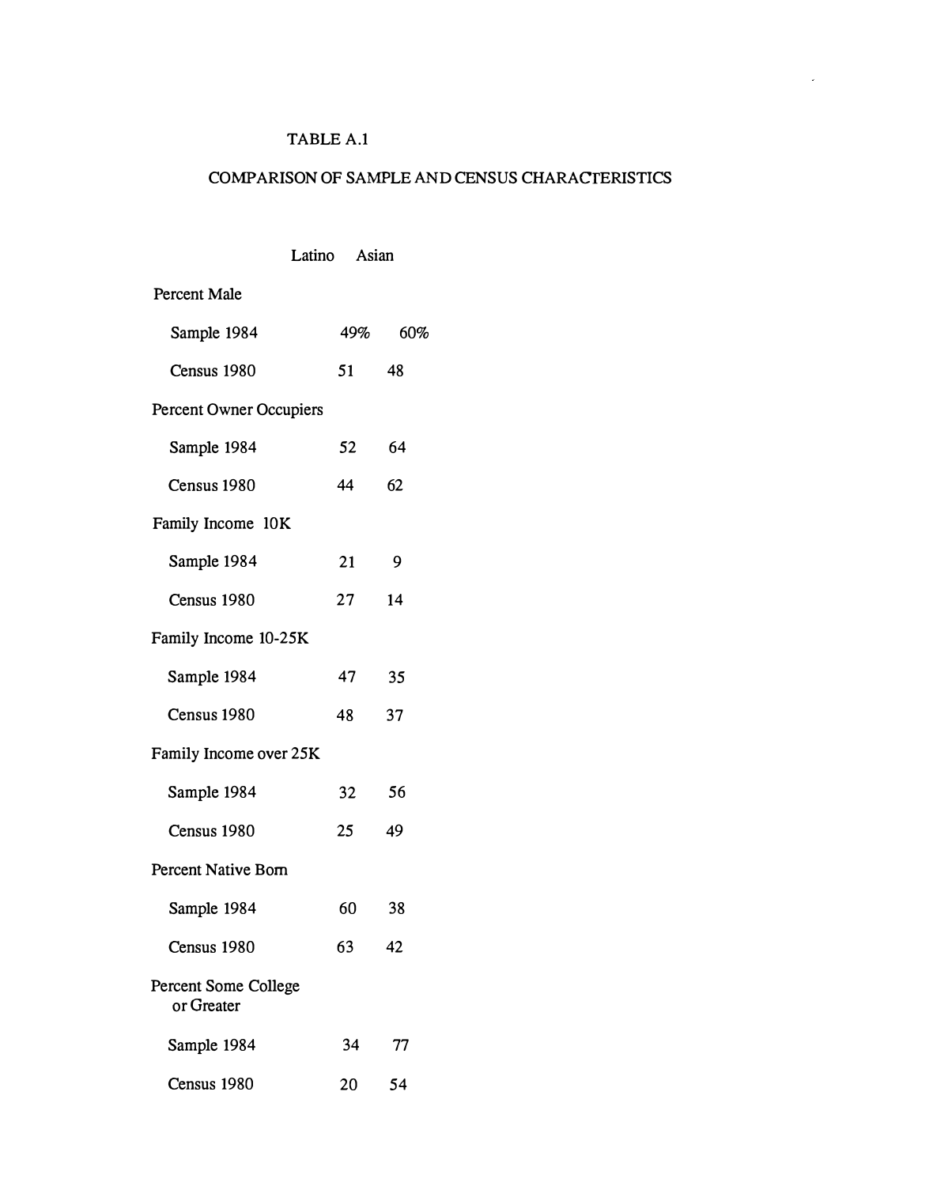TABLE A.1

COMPARISON OF SAMPLE AND CENSUS CHARACTERISTICS

| | Latino | Asian |
|---|---|---|
| **Percent Male** | | |
| Sample 1984 | 49% | 60% |
| Census 1980 | 51 | 48 |
| **Percent Owner Occupiers** | | |
| Sample 1984 | 52 | 64 |
| Census 1980 | 44 | 62 |
| **Family Income 10K** | | |
| Sample 1984 | 21 | 9 |
| Census 1980 | 27 | 14 |
| **Family Income 10-25K** | | |
| Sample 1984 | 47 | 35 |
| Census 1980 | 48 | 37 |
| **Family Income over 25K** | | |
| Sample 1984 | 32 | 56 |
| Census 1980 | 25 | 49 |
| **Percent Native Born** | | |
| Sample 1984 | 60 | 38 |
| Census 1980 | 63 | 42 |
| **Percent Some College or Greater** | | |
| Sample 1984 | 34 | 77 |
| Census 1980 | 20 | 54 |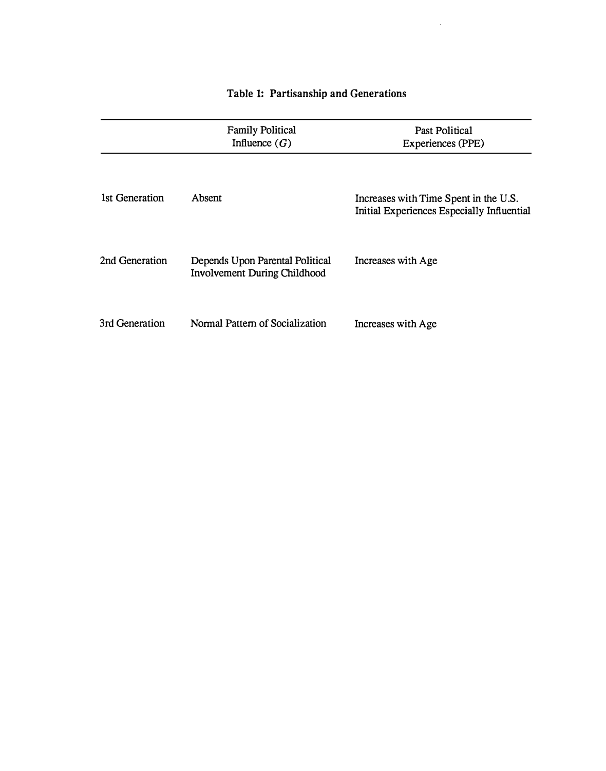**Table 1: Partisanship and Generations**

| | Family Political Influence ($G$) | Past Political Experiences (PPE) |
|---|---|---|
| 1st Generation | Absent | Increases with Time Spent in the U.S. Initial Experiences Especially Influential |
| 2nd Generation | Depends Upon Parental Political Involvement During Childhood | Increases with Age |
| 3rd Generation | Normal Pattern of Socialization | Increases with Age |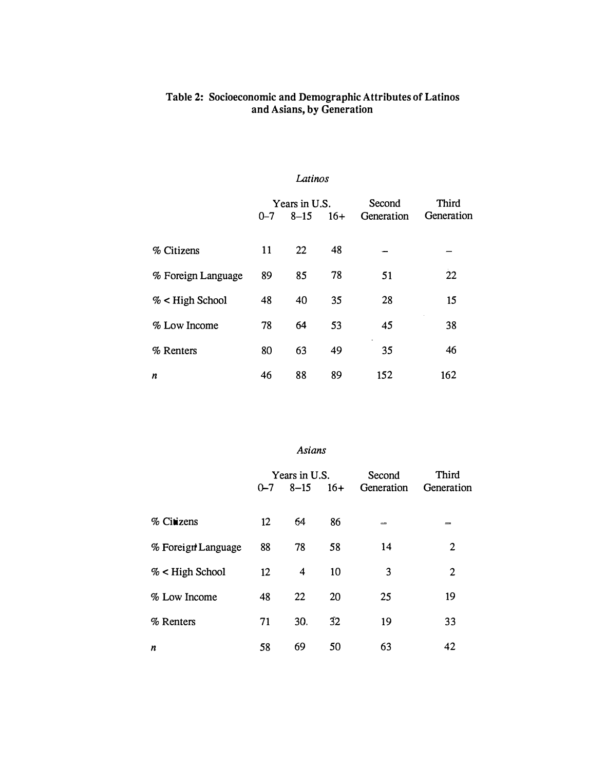**Table 2: Socioeconomic and Demographic Attributes of Latinos and Asians, by Generation**

*Latinos*

| | Years in U.S. | | | Second Generation | Third Generation |
|---|---|---|---|---|---|
| | 0–7 | 8–15 | 16+ | | |
| % Citizens | 11 | 22 | 48 | – | – |
| % Foreign Language | 89 | 85 | 78 | 51 | 22 |
| % < High School | 48 | 40 | 35 | 28 | 15 |
| % Low Income | 78 | 64 | 53 | 45 | 38 |
| % Renters | 80 | 63 | 49 | 35 | 46 |
| *n* | 46 | 88 | 89 | 152 | 162 |

*Asians*

| | Years in U.S. | | | Second Generation | Third Generation |
|---|---|---|---|---|---|
| | 0–7 | 8–15 | 16+ | | |
| % Citizens | 12 | 64 | 86 | – | – |
| % Foreign Language | 88 | 78 | 58 | 14 | 2 |
| % < High School | 12 | 4 | 10 | 3 | 2 |
| % Low Income | 48 | 22 | 20 | 25 | 19 |
| % Renters | 71 | 30 | 32 | 19 | 33 |
| *n* | 58 | 69 | 50 | 63 | 42 |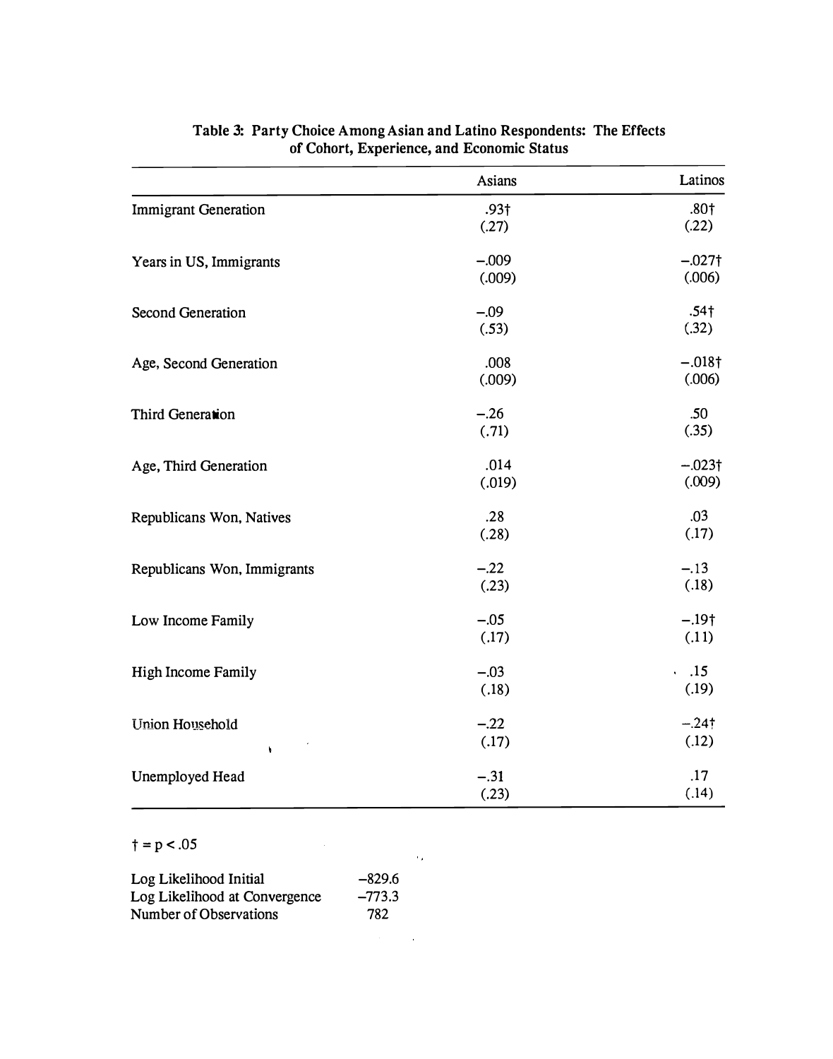**Table 3: Party Choice Among Asian and Latino Respondents: The Effects of Cohort, Experience, and Economic Status**

| | Asians | Latinos |
|---|---|---|
| Immigrant Generation | .93† | .80† |
| | (.27) | (.22) |
| Years in US, Immigrants | −.009 | −.027† |
| | (.009) | (.006) |
| Second Generation | −.09 | .54† |
| | (.53) | (.32) |
| Age, Second Generation | .008 | −.018† |
| | (.009) | (.006) |
| Third Generation | −.26 | .50 |
| | (.71) | (.35) |
| Age, Third Generation | .014 | −.023† |
| | (.019) | (.009) |
| Republicans Won, Natives | .28 | .03 |
| | (.28) | (.17) |
| Republicans Won, Immigrants | −.22 | −.13 |
| | (.23) | (.18) |
| Low Income Family | −.05 | −.19† |
| | (.17) | (.11) |
| High Income Family | −.03 | .15 |
| | (.18) | (.19) |
| Union Household | −.22 | −.24† |
| | (.17) | (.12) |
| Unemployed Head | −.31 | .17 |
| | (.23) | (.14) |

† = $p < .05$

| | |
|---|---|
| Log Likelihood Initial | −829.6 |
| Log Likelihood at Convergence | −773.3 |
| Number of Observations | 782 |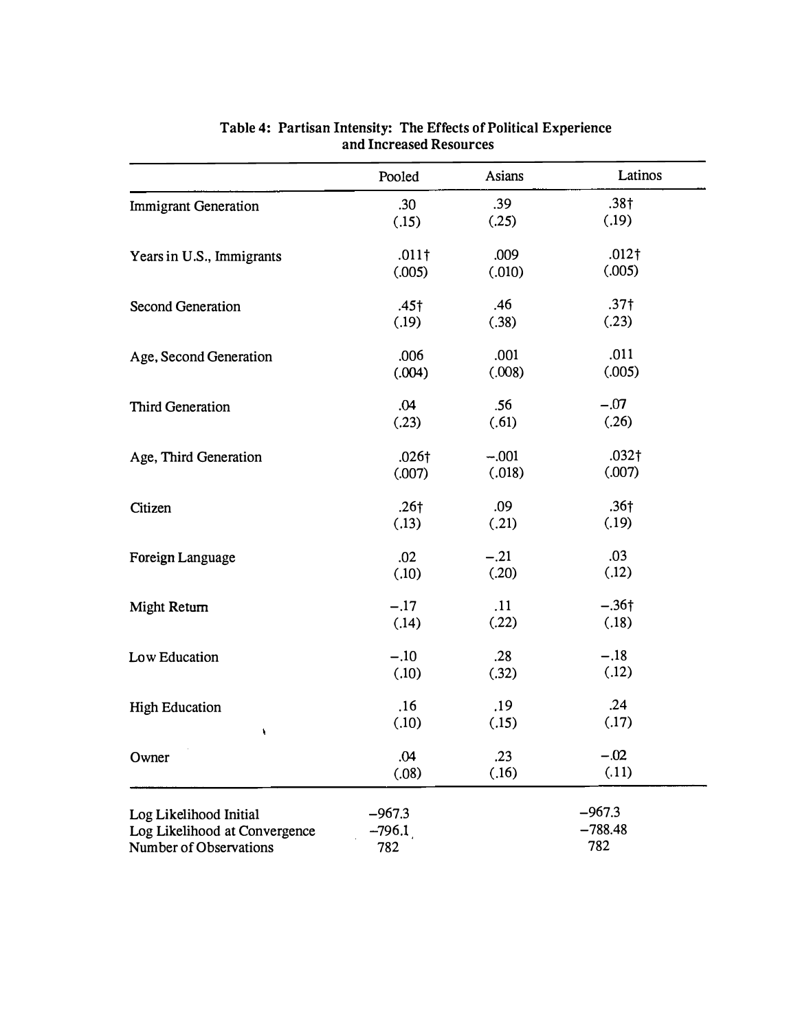**Table 4: Partisan Intensity: The Effects of Political Experience and Increased Resources**

| | Pooled | Asians | Latinos |
|---|---|---|---|
| Immigrant Generation | .30 | .39 | .38† |
| | (.15) | (.25) | (.19) |
| Years in U.S., Immigrants | .011† | .009 | .012† |
| | (.005) | (.010) | (.005) |
| Second Generation | .45† | .46 | .37† |
| | (.19) | (.38) | (.23) |
| Age, Second Generation | .006 | .001 | .011 |
| | (.004) | (.008) | (.005) |
| Third Generation | .04 | .56 | −.07 |
| | (.23) | (.61) | (.26) |
| Age, Third Generation | .026† | −.001 | .032† |
| | (.007) | (.018) | (.007) |
| Citizen | .26† | .09 | .36† |
| | (.13) | (.21) | (.19) |
| Foreign Language | .02 | −.21 | .03 |
| | (.10) | (.20) | (.12) |
| Might Return | −.17 | .11 | −.36† |
| | (.14) | (.22) | (.18) |
| Low Education | −.10 | .28 | −.18 |
| | (.10) | (.32) | (.12) |
| High Education | .16 | .19 | .24 |
| | (.10) | (.15) | (.17) |
| Owner | .04 | .23 | −.02 |
| | (.08) | (.16) | (.11) |
| Log Likelihood Initial | −967.3 | | −967.3 |
| Log Likelihood at Convergence | −796.1 | | −788.48 |
| Number of Observations | 782 | | 782 |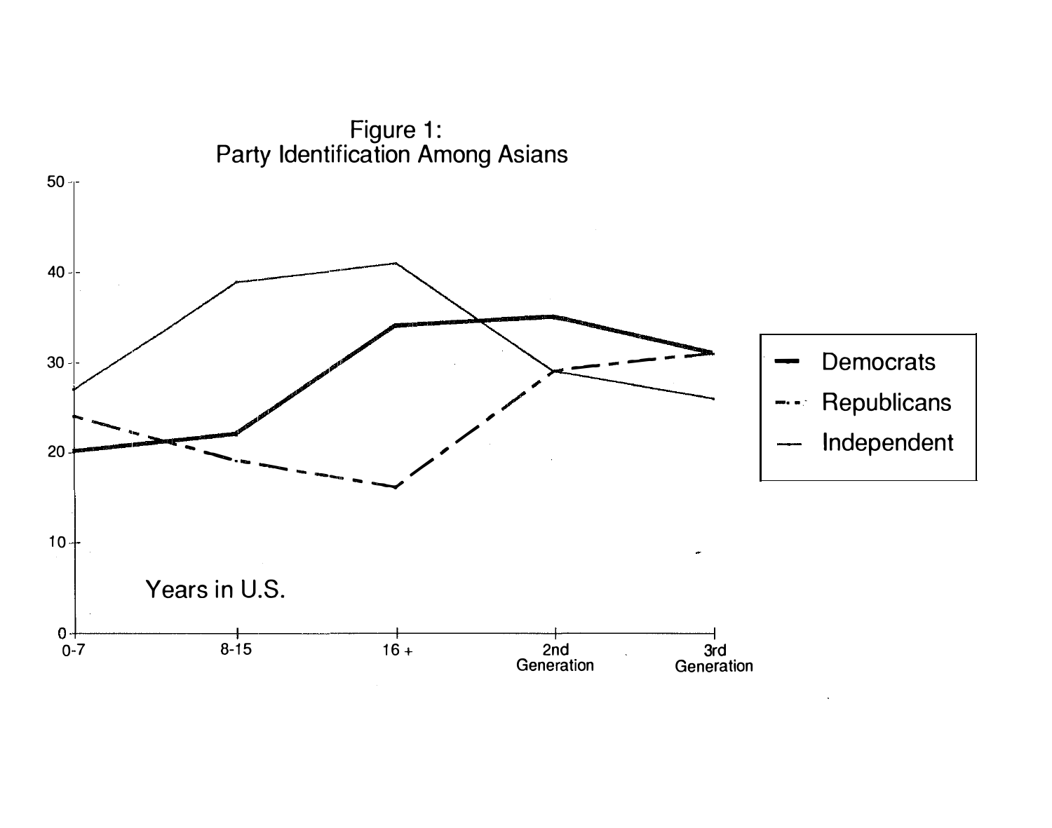Figure 1:
Party Identification Among Asians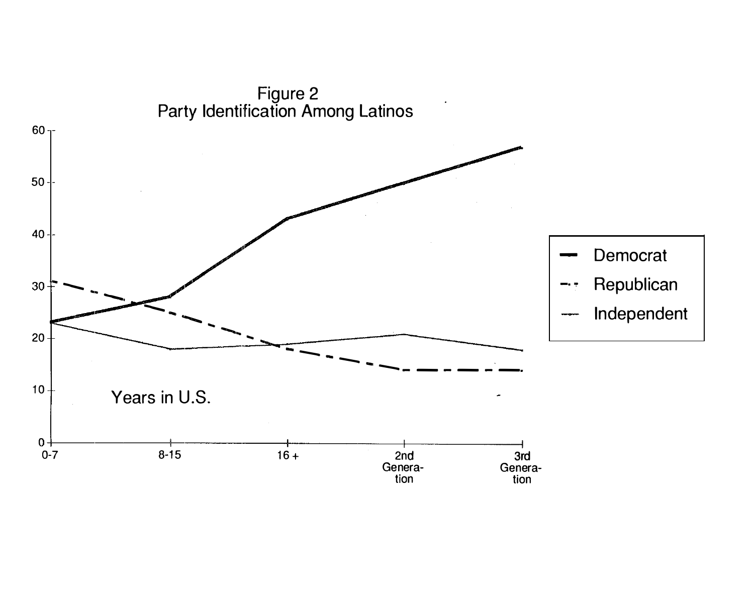Figure 2
Party Identification Among Latinos

60

50

40

30

20

10

0

0-7 | 8-15 | 16 + | 2nd Genera-tion | 3rd Genera-tion

Years in U.S.

Democrat
Republican
Independent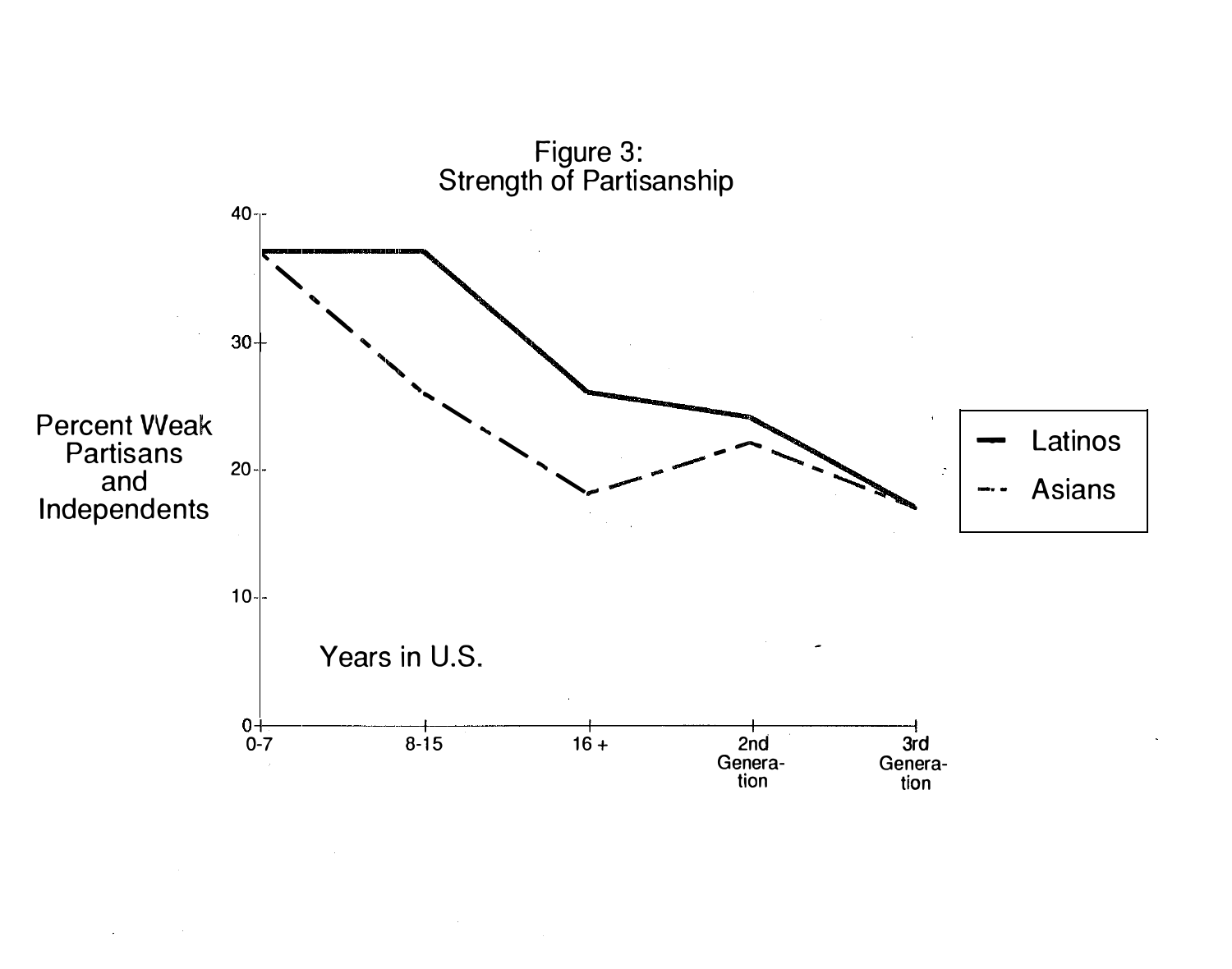Figure 3:
Strength of Partisanship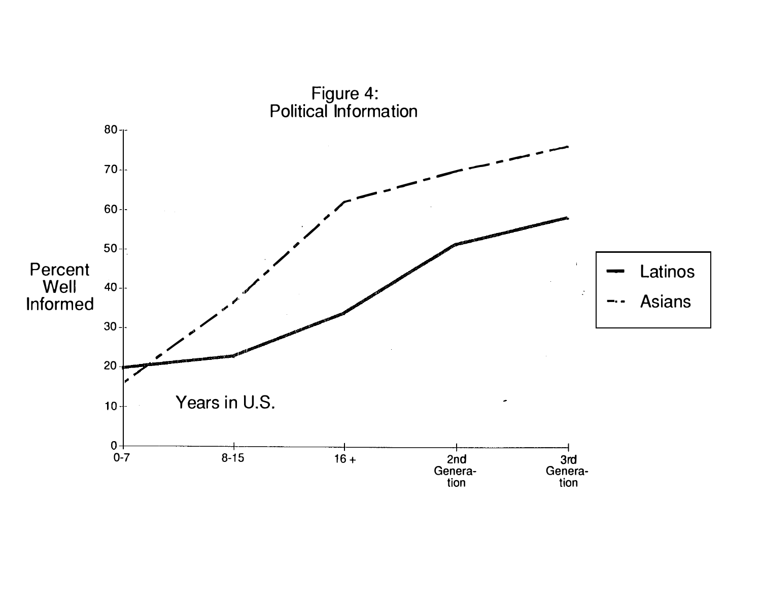Figure 4:
Political Information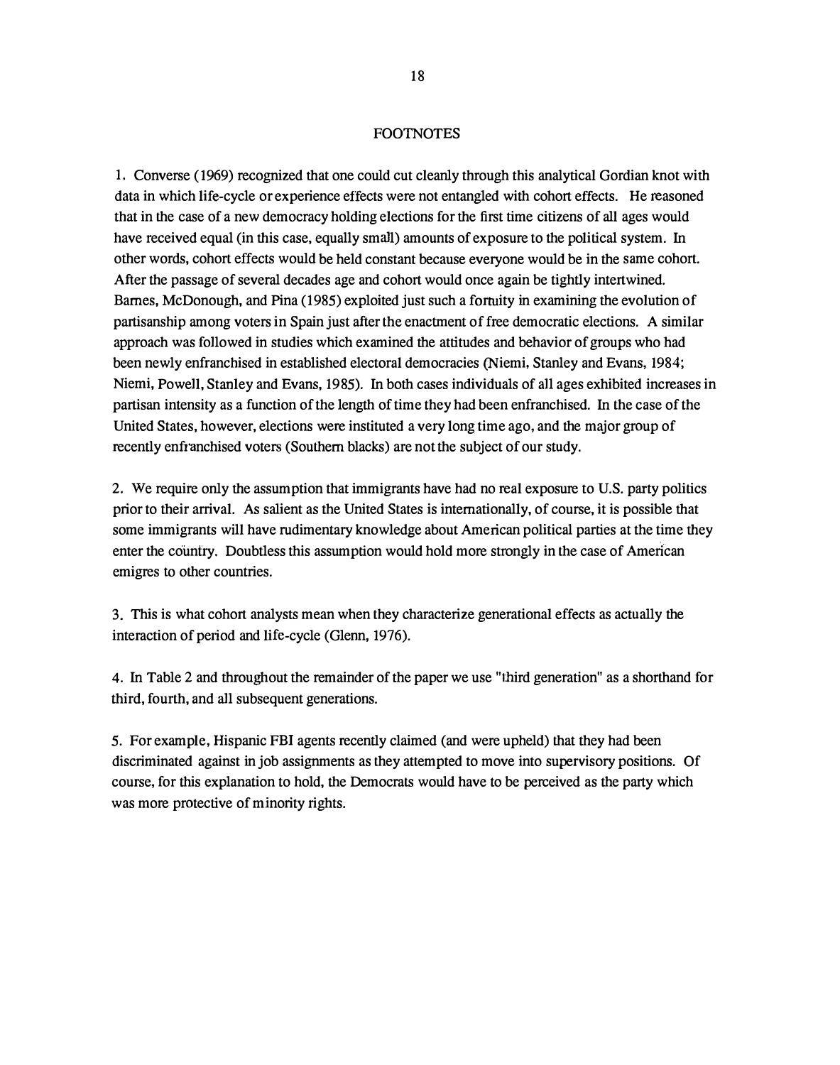## FOOTNOTES

1. Converse (1969) recognized that one could cut cleanly through this analytical Gordian knot with data in which life-cycle or experience effects were not entangled with cohort effects. He reasoned that in the case of a new democracy holding elections for the first time citizens of all ages would have received equal (in this case, equally small) amounts of exposure to the political system. In other words, cohort effects would be held constant because everyone would be in the same cohort. After the passage of several decades age and cohort would once again be tightly intertwined. Barnes, McDonough, and Pina (1985) exploited just such a fortuity in examining the evolution of partisanship among voters in Spain just after the enactment of free democratic elections. A similar approach was followed in studies which examined the attitudes and behavior of groups who had been newly enfranchised in established electoral democracies (Niemi, Stanley and Evans, 1984; Niemi, Powell, Stanley and Evans, 1985). In both cases individuals of all ages exhibited increases in partisan intensity as a function of the length of time they had been enfranchised. In the case of the United States, however, elections were instituted a very long time ago, and the major group of recently enfranchised voters (Southern blacks) are not the subject of our study.

2. We require only the assumption that immigrants have had no real exposure to U.S. party politics prior to their arrival. As salient as the United States is internationally, of course, it is possible that some immigrants will have rudimentary knowledge about American political parties at the time they enter the country. Doubtless this assumption would hold more strongly in the case of American emigres to other countries.

3. This is what cohort analysts mean when they characterize generational effects as actually the interaction of period and life-cycle (Glenn, 1976).

4. In Table 2 and throughout the remainder of the paper we use "third generation" as a shorthand for third, fourth, and all subsequent generations.

5. For example, Hispanic FBI agents recently claimed (and were upheld) that they had been discriminated against in job assignments as they attempted to move into supervisory positions. Of course, for this explanation to hold, the Democrats would have to be perceived as the party which was more protective of minority rights.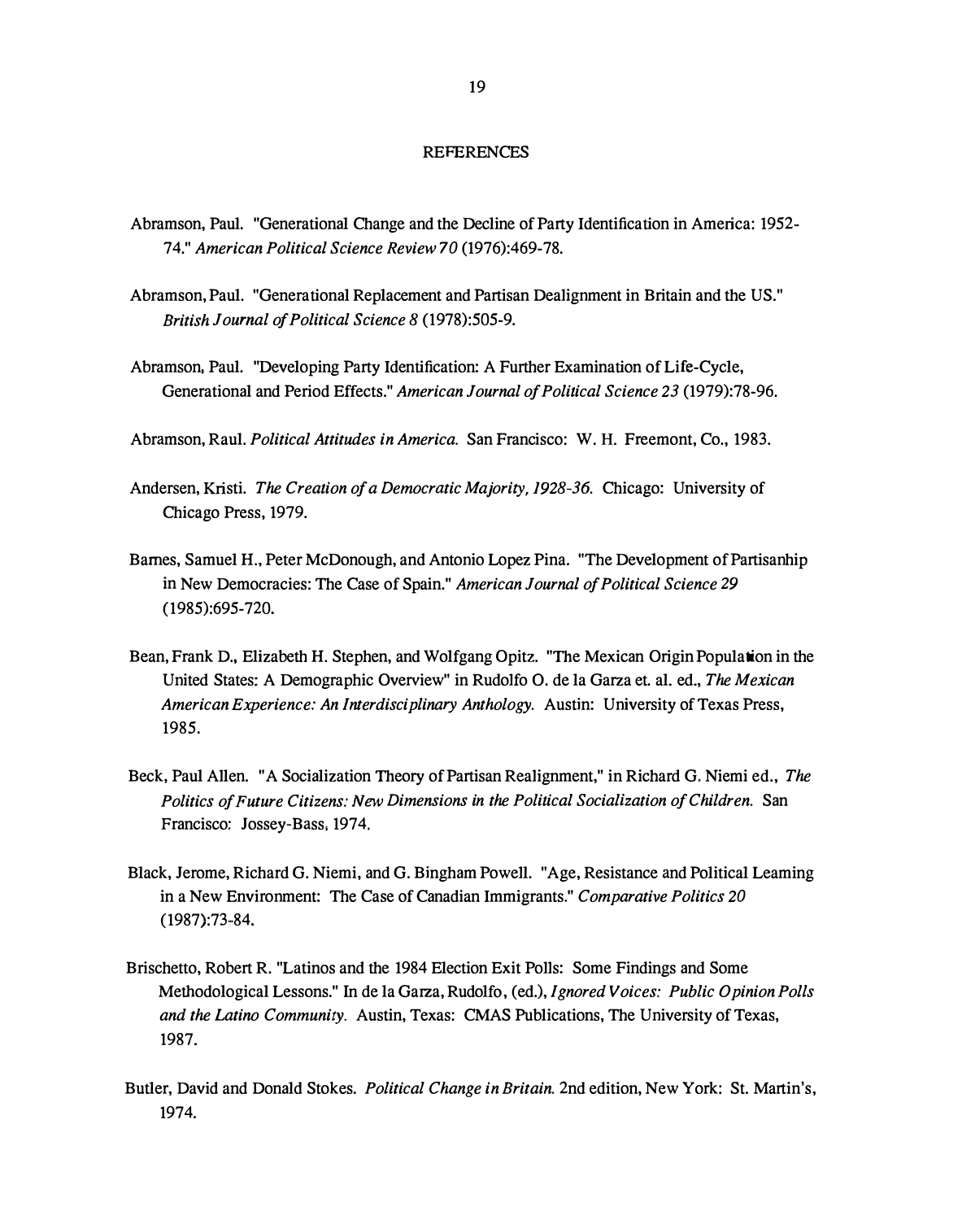## REFERENCES

Abramson, Paul. "Generational Change and the Decline of Party Identification in America: 1952-74." *American Political Science Review 70* (1976):469-78.

Abramson, Paul. "Generational Replacement and Partisan Dealignment in Britain and the US." *British Journal of Political Science 8* (1978):505-9.

Abramson, Paul. "Developing Party Identification: A Further Examination of Life-Cycle, Generational and Period Effects." *American Journal of Political Science 23* (1979):78-96.

Abramson, Raul. *Political Attitudes in America.* San Francisco: W. H. Freemont, Co., 1983.

Andersen, Kristi. *The Creation of a Democratic Majority, 1928-36.* Chicago: University of Chicago Press, 1979.

Barnes, Samuel H., Peter McDonough, and Antonio Lopez Pina. "The Development of Partisanhip in New Democracies: The Case of Spain." *American Journal of Political Science 29* (1985):695-720.

Bean, Frank D., Elizabeth H. Stephen, and Wolfgang Opitz. "The Mexican Origin Population in the United States: A Demographic Overview" in Rudolfo O. de la Garza et. al. ed., *The Mexican American Experience: An Interdisciplinary Anthology.* Austin: University of Texas Press, 1985.

Beck, Paul Allen. "A Socialization Theory of Partisan Realignment," in Richard G. Niemi ed., *The Politics of Future Citizens: New Dimensions in the Political Socialization of Children.* San Francisco: Jossey-Bass, 1974.

Black, Jerome, Richard G. Niemi, and G. Bingham Powell. "Age, Resistance and Political Learning in a New Environment: The Case of Canadian Immigrants." *Comparative Politics 20* (1987):73-84.

Brischetto, Robert R. "Latinos and the 1984 Election Exit Polls: Some Findings and Some Methodological Lessons." In de la Garza, Rudolfo, (ed.), *Ignored Voices: Public Opinion Polls and the Latino Community.* Austin, Texas: CMAS Publications, The University of Texas, 1987.

Butler, David and Donald Stokes. *Political Change in Britain.* 2nd edition, New York: St. Martin's, 1974.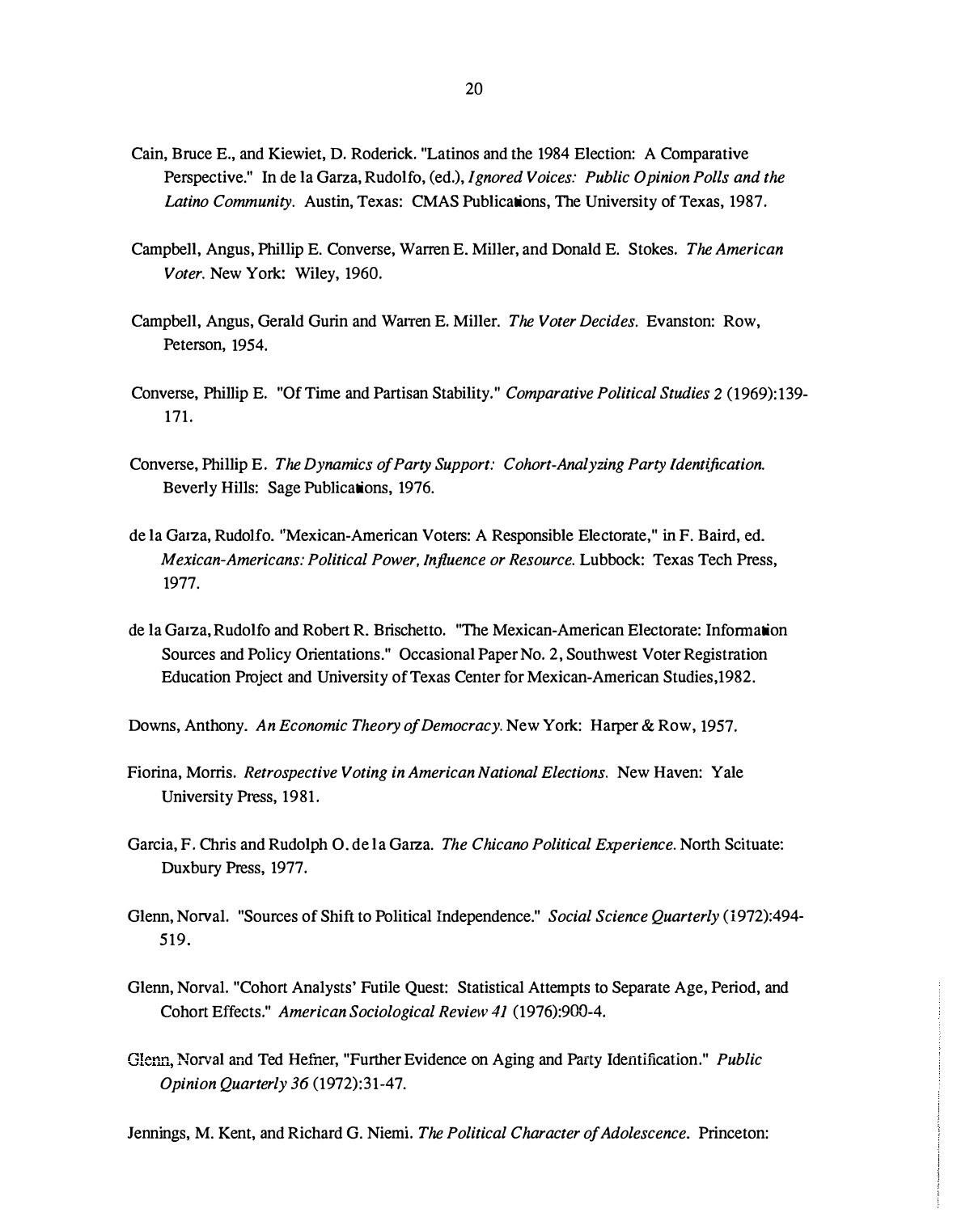Cain, Bruce E., and Kiewiet, D. Roderick. "Latinos and the 1984 Election: A Comparative Perspective." In de la Garza, Rudolfo, (ed.), *Ignored Voices: Public Opinion Polls and the Latino Community.* Austin, Texas: CMAS Publications, The University of Texas, 1987.

Campbell, Angus, Phillip E. Converse, Warren E. Miller, and Donald E. Stokes. *The American Voter.* New York: Wiley, 1960.

Campbell, Angus, Gerald Gurin and Warren E. Miller. *The Voter Decides.* Evanston: Row, Peterson, 1954.

Converse, Phillip E. "Of Time and Partisan Stability." *Comparative Political Studies 2* (1969):139-171.

Converse, Phillip E. *The Dynamics of Party Support: Cohort-Analyzing Party Identification.* Beverly Hills: Sage Publications, 1976.

de la Garza, Rudolfo. "Mexican-American Voters: A Responsible Electorate," in F. Baird, ed. *Mexican-Americans: Political Power, Influence or Resource.* Lubbock: Texas Tech Press, 1977.

de la Garza, Rudolfo and Robert R. Brischetto. "The Mexican-American Electorate: Information Sources and Policy Orientations." Occasional Paper No. 2, Southwest Voter Registration Education Project and University of Texas Center for Mexican-American Studies,1982.

Downs, Anthony. *An Economic Theory of Democracy.* New York: Harper & Row, 1957.

Fiorina, Morris. *Retrospective Voting in American National Elections.* New Haven: Yale University Press, 1981.

Garcia, F. Chris and Rudolph O. de la Garza. *The Chicano Political Experience.* North Scituate: Duxbury Press, 1977.

Glenn, Norval. "Sources of Shift to Political Independence." *Social Science Quarterly* (1972):494-519.

Glenn, Norval. "Cohort Analysts' Futile Quest: Statistical Attempts to Separate Age, Period, and Cohort Effects." *American Sociological Review 41* (1976):900-4.

Glenn, Norval and Ted Hefner, "Further Evidence on Aging and Party Identification." *Public Opinion Quarterly 36* (1972):31-47.

Jennings, M. Kent, and Richard G. Niemi. *The Political Character of Adolescence.* Princeton: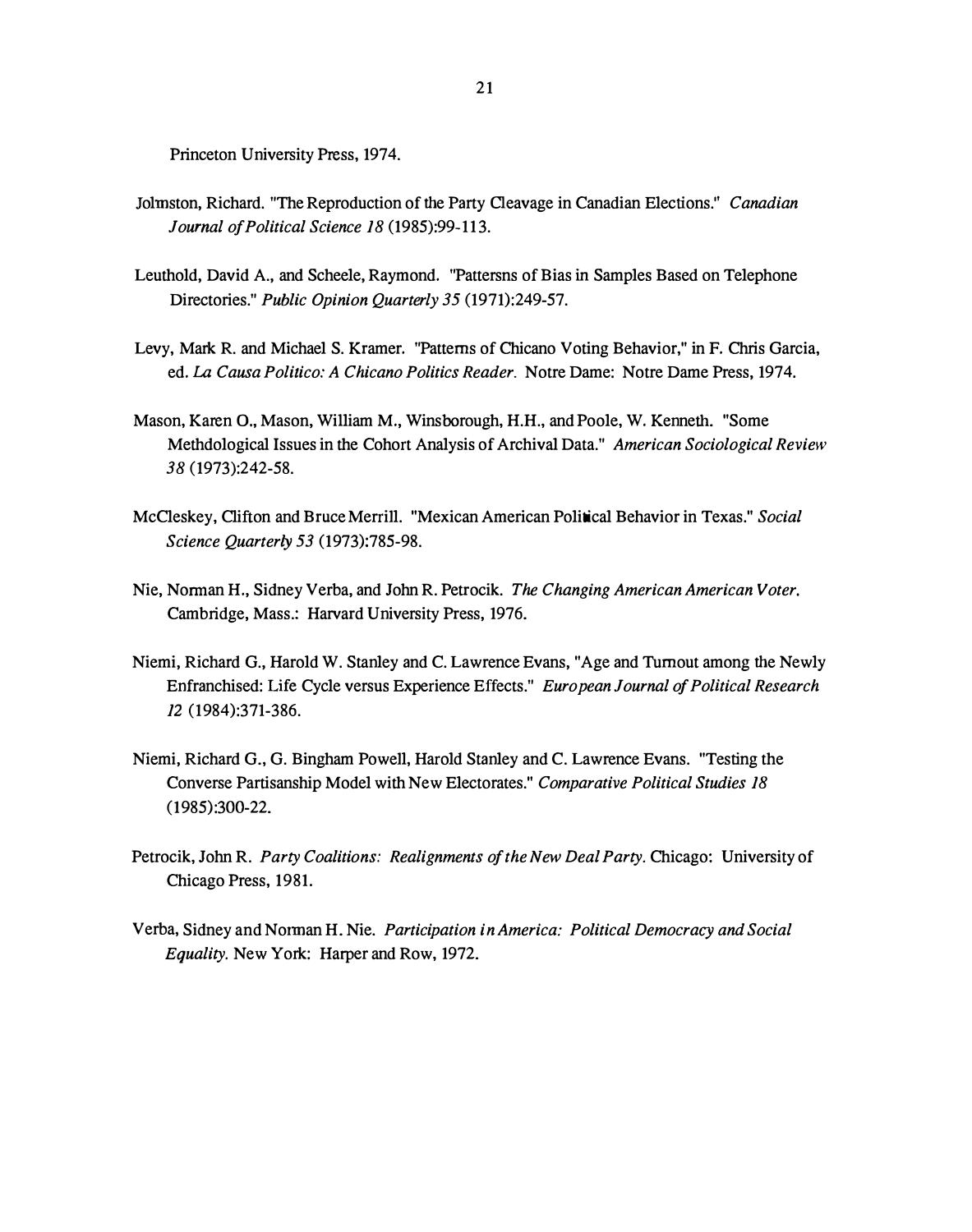Princeton University Press, 1974.

Jolmston, Richard. "The Reproduction of the Party Cleavage in Canadian Elections." *Canadian Journal of Political Science 18* (1985):99-113.

Leuthold, David A., and Scheele, Raymond. "Pattersns of Bias in Samples Based on Telephone Directories." *Public Opinion Quarterly 35* (1971):249-57.

Levy, Mark R. and Michael S. Kramer. "Patterns of Chicano Voting Behavior," in F. Chris Garcia, ed. *La Causa Politico: A Chicano Politics Reader.* Notre Dame: Notre Dame Press, 1974.

Mason, Karen O., Mason, William M., Winsborough, H.H., and Poole, W. Kenneth. "Some Methdological Issues in the Cohort Analysis of Archival Data." *American Sociological Review 38* (1973):242-58.

McCleskey, Clifton and Bruce Merrill. "Mexican American Political Behavior in Texas." *Social Science Quarterly 53* (1973):785-98.

Nie, Norman H., Sidney Verba, and John R. Petrocik. *The Changing American American Voter.* Cambridge, Mass.: Harvard University Press, 1976.

Niemi, Richard G., Harold W. Stanley and C. Lawrence Evans, "Age and Turnout among the Newly Enfranchised: Life Cycle versus Experience Effects." *European Journal of Political Research 12* (1984):371-386.

Niemi, Richard G., G. Bingham Powell, Harold Stanley and C. Lawrence Evans. "Testing the Converse Partisanship Model with New Electorates." *Comparative Political Studies 18* (1985):300-22.

Petrocik, John R. *Party Coalitions: Realignments of the New Deal Party.* Chicago: University of Chicago Press, 1981.

Verba, Sidney and Norman H. Nie. *Participation in America: Political Democracy and Social Equality.* New York: Harper and Row, 1972.